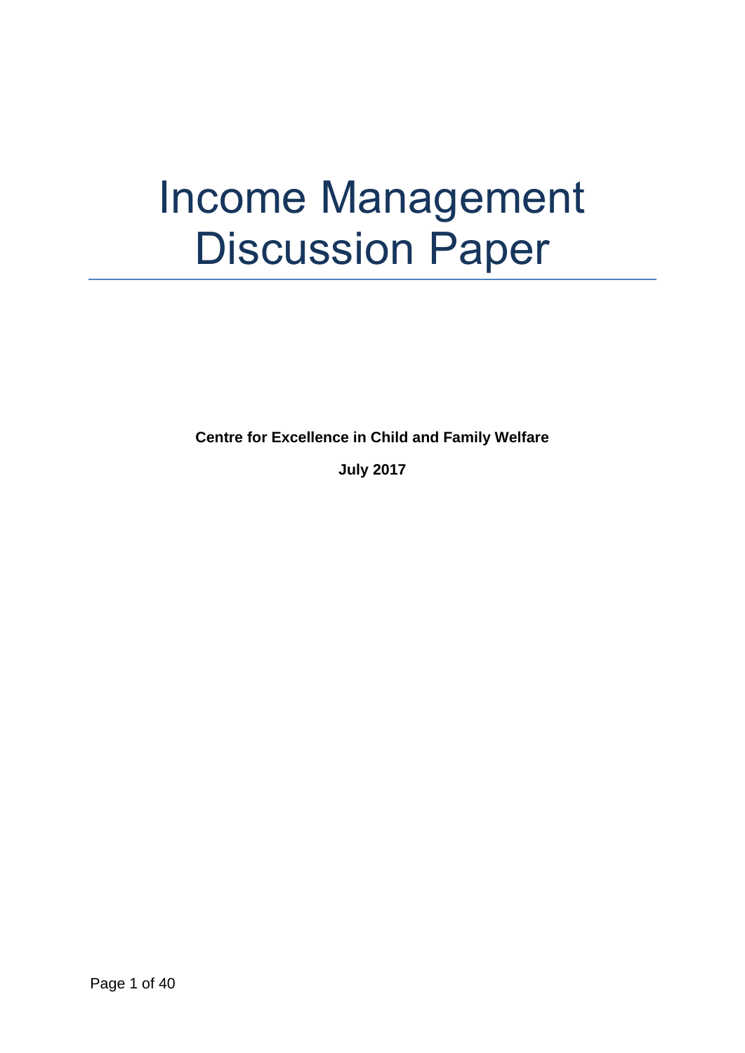# Income Management Discussion Paper

**Centre for Excellence in Child and Family Welfare**

**July 2017**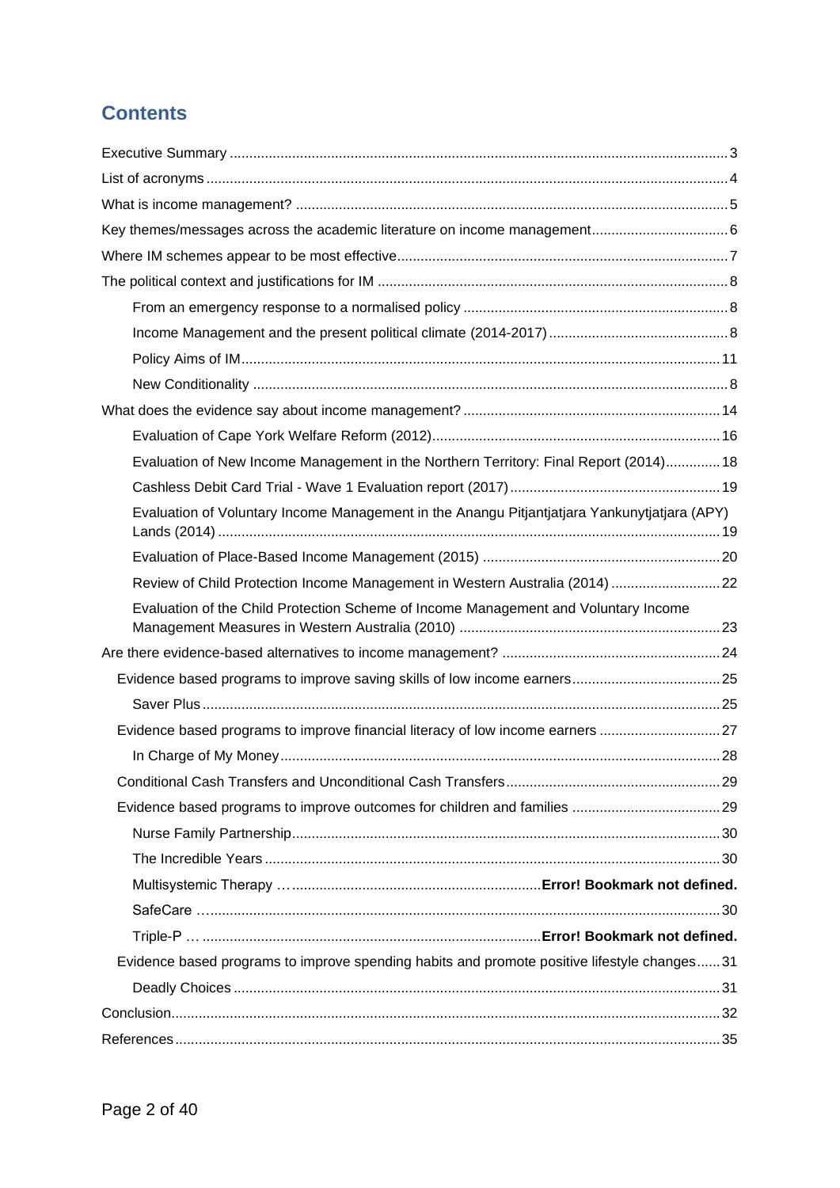# Contents

- Executive Summary ..... 3
- List of acronyms ..... 4
- What is income management? ..... 5
- Key themes/messages across the academic literature on income management ..... 6
- Where IM schemes appear to be most effective ..... 7
- The political context and justifications for IM ..... 8
  - From an emergency response to a normalised policy ..... 8
  - Income Management and the present political climate (2014-2017) ..... 8
  - Policy Aims of IM ..... 11
  - New Conditionality ..... 8
- What does the evidence say about income management? ..... 14
  - Evaluation of Cape York Welfare Reform (2012) ..... 16
  - Evaluation of New Income Management in the Northern Territory: Final Report (2014) ..... 18
  - Cashless Debit Card Trial - Wave 1 Evaluation report (2017) ..... 19
  - Evaluation of Voluntary Income Management in the Anangu Pitjantjatjara Yankunytjatjara (APY) Lands (2014) ..... 19
  - Evaluation of Place-Based Income Management (2015) ..... 20
  - Review of Child Protection Income Management in Western Australia (2014) ..... 22
  - Evaluation of the Child Protection Scheme of Income Management and Voluntary Income Management Measures in Western Australia (2010) ..... 23
- Are there evidence-based alternatives to income management? ..... 24
  - Evidence based programs to improve saving skills of low income earners ..... 25
    - Saver Plus ..... 25
  - Evidence based programs to improve financial literacy of low income earners ..... 27
    - In Charge of My Money ..... 28
  - Conditional Cash Transfers and Unconditional Cash Transfers ..... 29
  - Evidence based programs to improve outcomes for children and families ..... 29
    - Nurse Family Partnership ..... 30
    - The Incredible Years ..... 30
    - Multisystemic Therapy … ..... **Error! Bookmark not defined.**
    - SafeCare … ..... 30
    - Triple-P … ..... **Error! Bookmark not defined.**
  - Evidence based programs to improve spending habits and promote positive lifestyle changes ..... 31
    - Deadly Choices ..... 31
- Conclusion ..... 32
- References ..... 35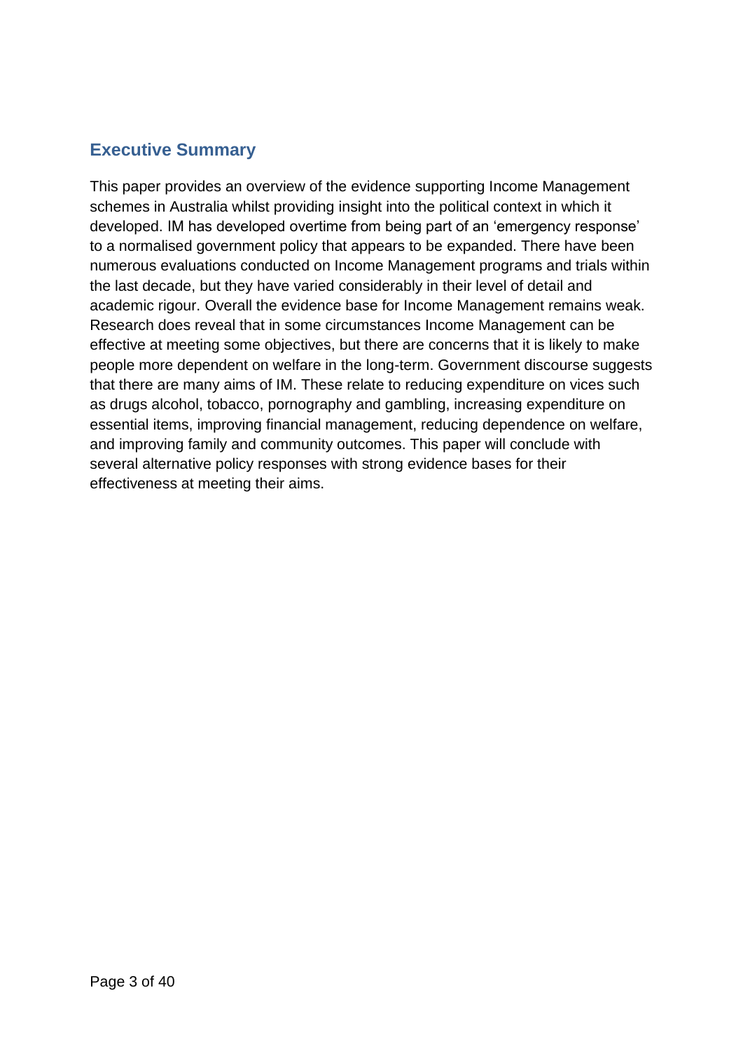## Executive Summary

This paper provides an overview of the evidence supporting Income Management schemes in Australia whilst providing insight into the political context in which it developed. IM has developed overtime from being part of an 'emergency response' to a normalised government policy that appears to be expanded. There have been numerous evaluations conducted on Income Management programs and trials within the last decade, but they have varied considerably in their level of detail and academic rigour. Overall the evidence base for Income Management remains weak. Research does reveal that in some circumstances Income Management can be effective at meeting some objectives, but there are concerns that it is likely to make people more dependent on welfare in the long-term. Government discourse suggests that there are many aims of IM. These relate to reducing expenditure on vices such as drugs alcohol, tobacco, pornography and gambling, increasing expenditure on essential items, improving financial management, reducing dependence on welfare, and improving family and community outcomes. This paper will conclude with several alternative policy responses with strong evidence bases for their effectiveness at meeting their aims.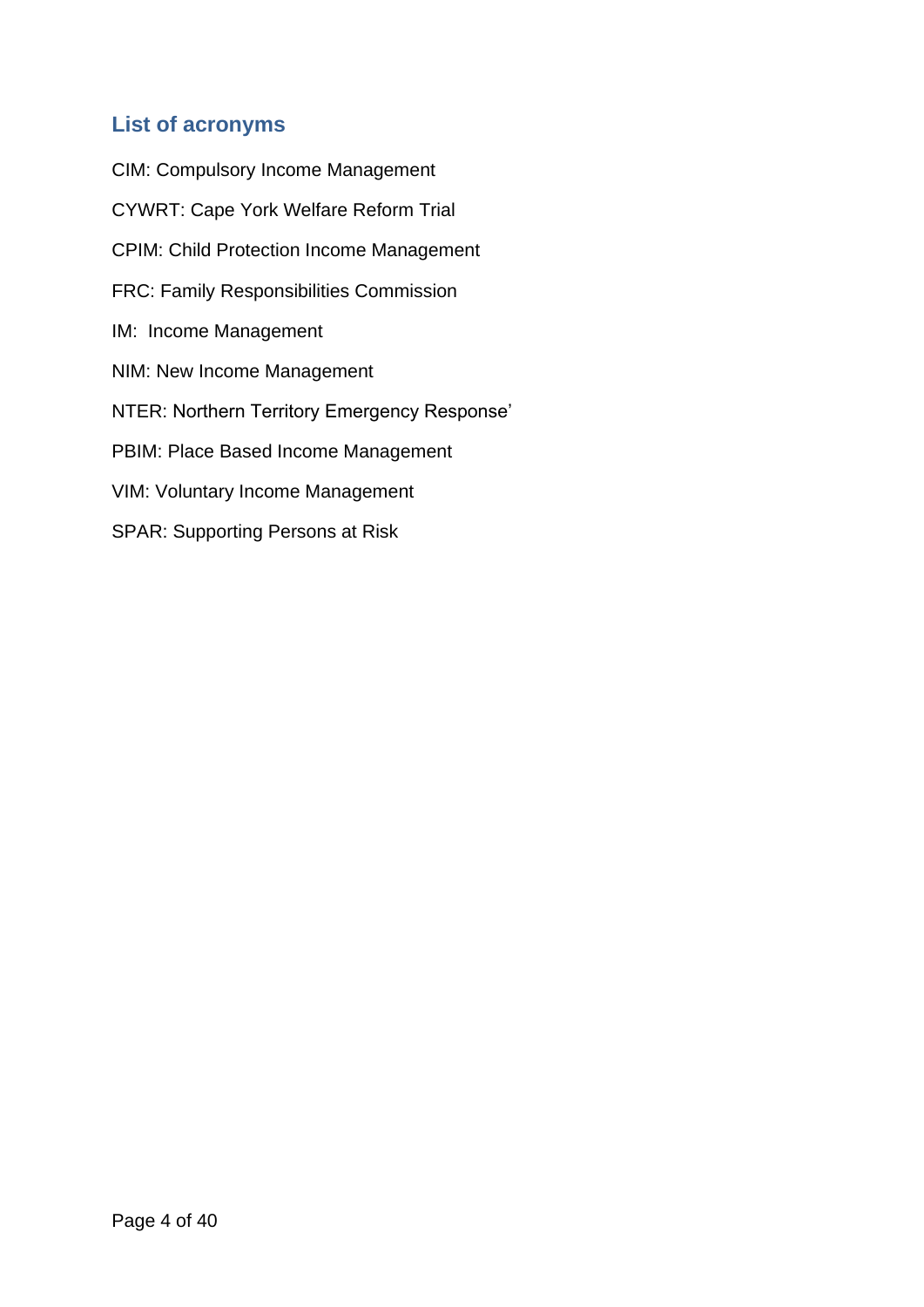## List of acronyms

CIM: Compulsory Income Management

CYWRT: Cape York Welfare Reform Trial

CPIM: Child Protection Income Management

FRC: Family Responsibilities Commission

IM: Income Management

NIM: New Income Management

NTER: Northern Territory Emergency Response'

PBIM: Place Based Income Management

VIM: Voluntary Income Management

SPAR: Supporting Persons at Risk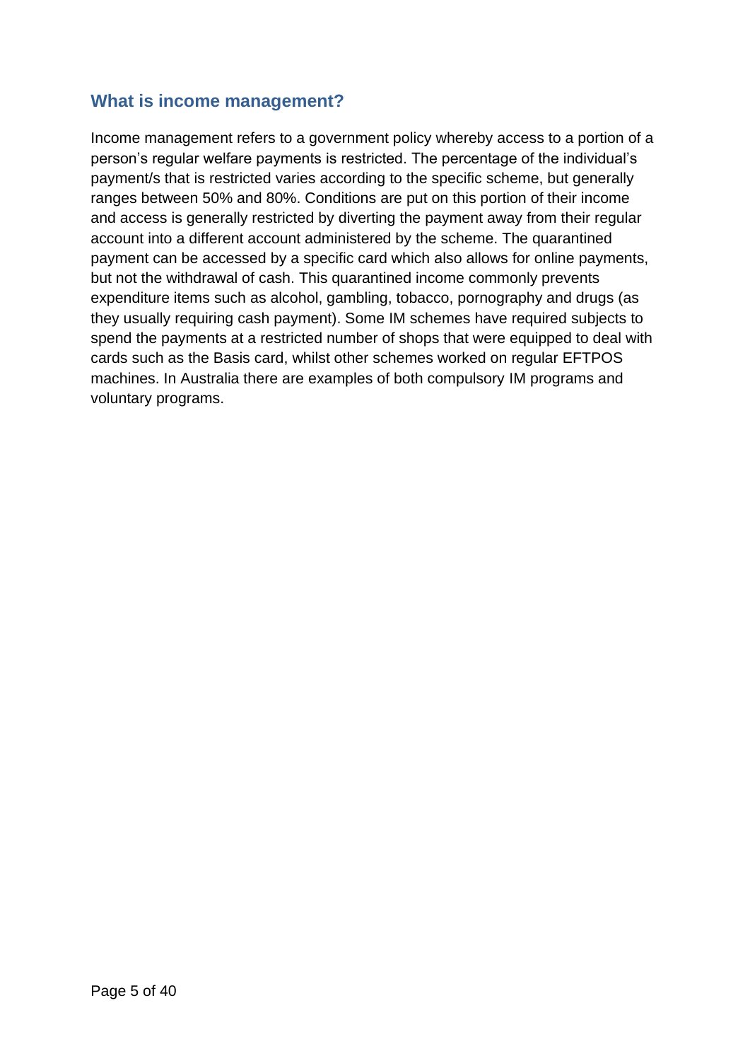## What is income management?

Income management refers to a government policy whereby access to a portion of a person's regular welfare payments is restricted. The percentage of the individual's payment/s that is restricted varies according to the specific scheme, but generally ranges between 50% and 80%. Conditions are put on this portion of their income and access is generally restricted by diverting the payment away from their regular account into a different account administered by the scheme. The quarantined payment can be accessed by a specific card which also allows for online payments, but not the withdrawal of cash. This quarantined income commonly prevents expenditure items such as alcohol, gambling, tobacco, pornography and drugs (as they usually requiring cash payment). Some IM schemes have required subjects to spend the payments at a restricted number of shops that were equipped to deal with cards such as the Basis card, whilst other schemes worked on regular EFTPOS machines. In Australia there are examples of both compulsory IM programs and voluntary programs.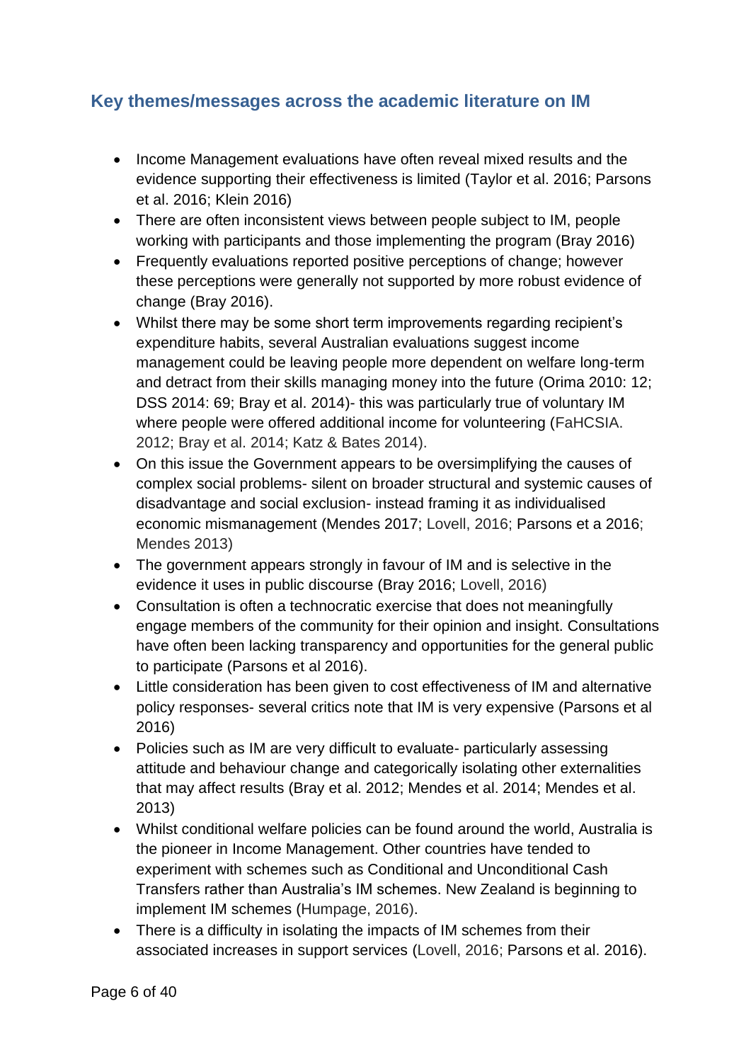## Key themes/messages across the academic literature on IM

- Income Management evaluations have often reveal mixed results and the evidence supporting their effectiveness is limited (Taylor et al. 2016; Parsons et al. 2016; Klein 2016)
- There are often inconsistent views between people subject to IM, people working with participants and those implementing the program (Bray 2016)
- Frequently evaluations reported positive perceptions of change; however these perceptions were generally not supported by more robust evidence of change (Bray 2016).
- Whilst there may be some short term improvements regarding recipient's expenditure habits, several Australian evaluations suggest income management could be leaving people more dependent on welfare long-term and detract from their skills managing money into the future (Orima 2010: 12; DSS 2014: 69; Bray et al. 2014)- this was particularly true of voluntary IM where people were offered additional income for volunteering (FaHCSIA. 2012; Bray et al. 2014; Katz & Bates 2014).
- On this issue the Government appears to be oversimplifying the causes of complex social problems- silent on broader structural and systemic causes of disadvantage and social exclusion- instead framing it as individualised economic mismanagement (Mendes 2017; Lovell, 2016; Parsons et a 2016; Mendes 2013)
- The government appears strongly in favour of IM and is selective in the evidence it uses in public discourse (Bray 2016; Lovell, 2016)
- Consultation is often a technocratic exercise that does not meaningfully engage members of the community for their opinion and insight. Consultations have often been lacking transparency and opportunities for the general public to participate (Parsons et al 2016).
- Little consideration has been given to cost effectiveness of IM and alternative policy responses- several critics note that IM is very expensive (Parsons et al 2016)
- Policies such as IM are very difficult to evaluate- particularly assessing attitude and behaviour change and categorically isolating other externalities that may affect results (Bray et al. 2012; Mendes et al. 2014; Mendes et al. 2013)
- Whilst conditional welfare policies can be found around the world, Australia is the pioneer in Income Management. Other countries have tended to experiment with schemes such as Conditional and Unconditional Cash Transfers rather than Australia's IM schemes. New Zealand is beginning to implement IM schemes (Humpage, 2016).
- There is a difficulty in isolating the impacts of IM schemes from their associated increases in support services (Lovell, 2016; Parsons et al. 2016).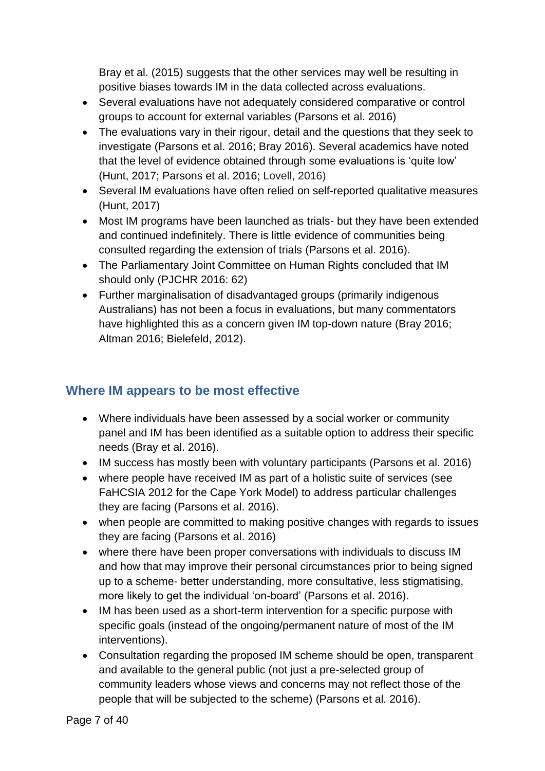Bray et al. (2015) suggests that the other services may well be resulting in positive biases towards IM in the data collected across evaluations.

- Several evaluations have not adequately considered comparative or control groups to account for external variables (Parsons et al. 2016)
- The evaluations vary in their rigour, detail and the questions that they seek to investigate (Parsons et al. 2016; Bray 2016). Several academics have noted that the level of evidence obtained through some evaluations is 'quite low' (Hunt, 2017; Parsons et al. 2016; Lovell, 2016)
- Several IM evaluations have often relied on self-reported qualitative measures (Hunt, 2017)
- Most IM programs have been launched as trials- but they have been extended and continued indefinitely. There is little evidence of communities being consulted regarding the extension of trials (Parsons et al. 2016).
- The Parliamentary Joint Committee on Human Rights concluded that IM should only (PJCHR 2016: 62)
- Further marginalisation of disadvantaged groups (primarily indigenous Australians) has not been a focus in evaluations, but many commentators have highlighted this as a concern given IM top-down nature (Bray 2016; Altman 2016; Bielefeld, 2012).

## Where IM appears to be most effective

- Where individuals have been assessed by a social worker or community panel and IM has been identified as a suitable option to address their specific needs (Bray et al. 2016).
- IM success has mostly been with voluntary participants (Parsons et al. 2016)
- where people have received IM as part of a holistic suite of services (see FaHCSIA 2012 for the Cape York Model) to address particular challenges they are facing (Parsons et al. 2016).
- when people are committed to making positive changes with regards to issues they are facing (Parsons et al. 2016)
- where there have been proper conversations with individuals to discuss IM and how that may improve their personal circumstances prior to being signed up to a scheme- better understanding, more consultative, less stigmatising, more likely to get the individual 'on-board' (Parsons et al. 2016).
- IM has been used as a short-term intervention for a specific purpose with specific goals (instead of the ongoing/permanent nature of most of the IM interventions).
- Consultation regarding the proposed IM scheme should be open, transparent and available to the general public (not just a pre-selected group of community leaders whose views and concerns may not reflect those of the people that will be subjected to the scheme) (Parsons et al. 2016).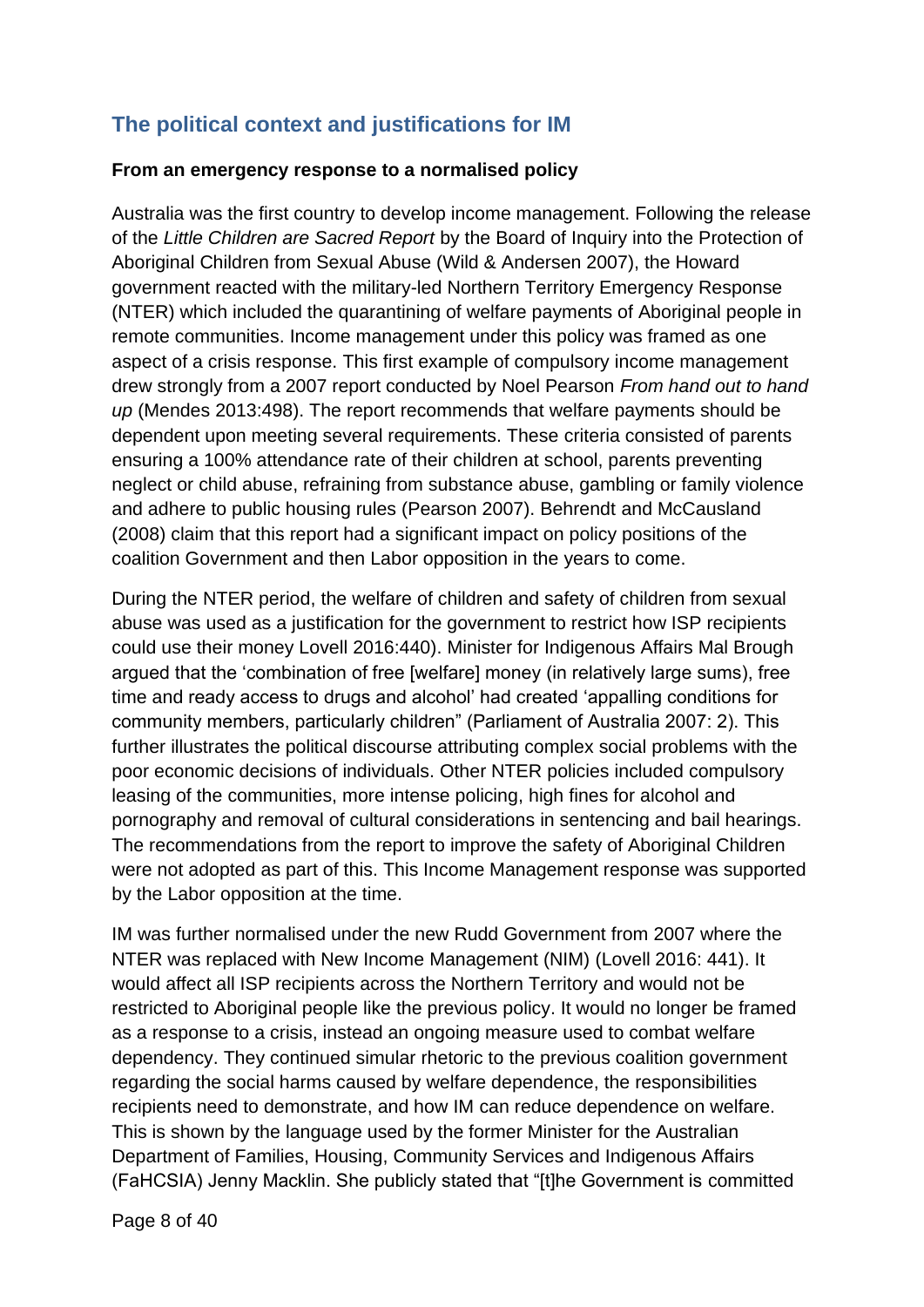## The political context and justifications for IM

**From an emergency response to a normalised policy**

Australia was the first country to develop income management. Following the release of the *Little Children are Sacred Report* by the Board of Inquiry into the Protection of Aboriginal Children from Sexual Abuse (Wild & Andersen 2007), the Howard government reacted with the military-led Northern Territory Emergency Response (NTER) which included the quarantining of welfare payments of Aboriginal people in remote communities. Income management under this policy was framed as one aspect of a crisis response. This first example of compulsory income management drew strongly from a 2007 report conducted by Noel Pearson *From hand out to hand up* (Mendes 2013:498). The report recommends that welfare payments should be dependent upon meeting several requirements. These criteria consisted of parents ensuring a 100% attendance rate of their children at school, parents preventing neglect or child abuse, refraining from substance abuse, gambling or family violence and adhere to public housing rules (Pearson 2007). Behrendt and McCausland (2008) claim that this report had a significant impact on policy positions of the coalition Government and then Labor opposition in the years to come.

During the NTER period, the welfare of children and safety of children from sexual abuse was used as a justification for the government to restrict how ISP recipients could use their money Lovell 2016:440). Minister for Indigenous Affairs Mal Brough argued that the 'combination of free [welfare] money (in relatively large sums), free time and ready access to drugs and alcohol' had created 'appalling conditions for community members, particularly children" (Parliament of Australia 2007: 2). This further illustrates the political discourse attributing complex social problems with the poor economic decisions of individuals. Other NTER policies included compulsory leasing of the communities, more intense policing, high fines for alcohol and pornography and removal of cultural considerations in sentencing and bail hearings. The recommendations from the report to improve the safety of Aboriginal Children were not adopted as part of this. This Income Management response was supported by the Labor opposition at the time.

IM was further normalised under the new Rudd Government from 2007 where the NTER was replaced with New Income Management (NIM) (Lovell 2016: 441). It would affect all ISP recipients across the Northern Territory and would not be restricted to Aboriginal people like the previous policy. It would no longer be framed as a response to a crisis, instead an ongoing measure used to combat welfare dependency. They continued simular rhetoric to the previous coalition government regarding the social harms caused by welfare dependence, the responsibilities recipients need to demonstrate, and how IM can reduce dependence on welfare. This is shown by the language used by the former Minister for the Australian Department of Families, Housing, Community Services and Indigenous Affairs (FaHCSIA) Jenny Macklin. She publicly stated that "[t]he Government is committed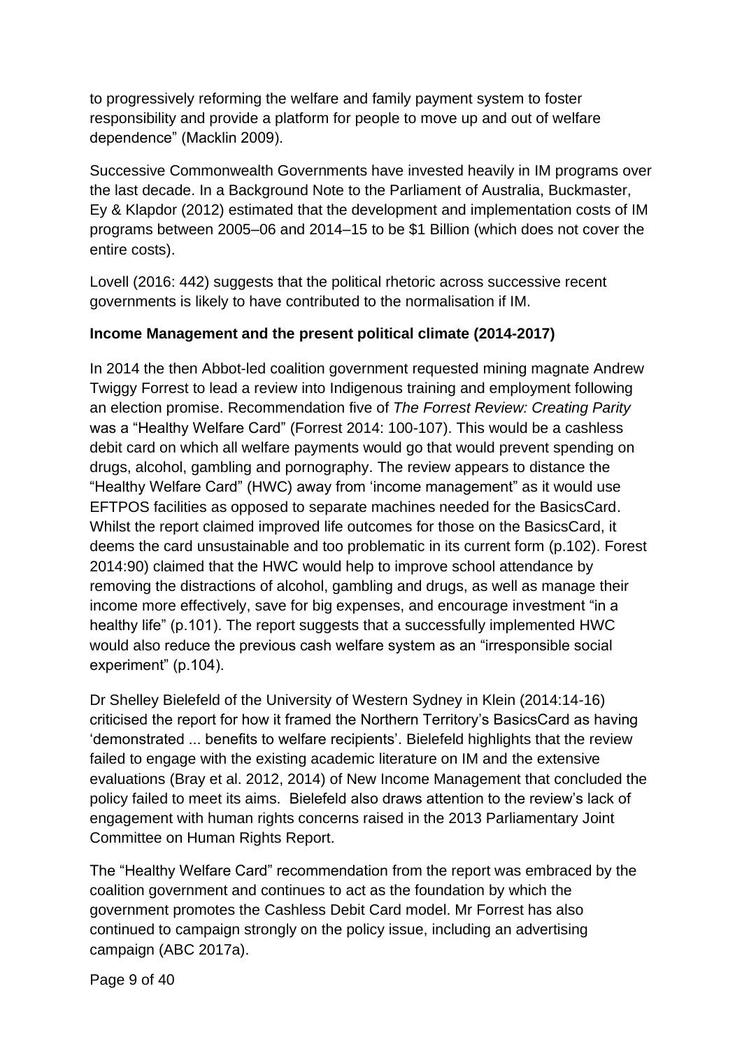to progressively reforming the welfare and family payment system to foster responsibility and provide a platform for people to move up and out of welfare dependence" (Macklin 2009).

Successive Commonwealth Governments have invested heavily in IM programs over the last decade. In a Background Note to the Parliament of Australia, Buckmaster, Ey & Klapdor (2012) estimated that the development and implementation costs of IM programs between 2005–06 and 2014–15 to be $1 Billion (which does not cover the entire costs).

Lovell (2016: 442) suggests that the political rhetoric across successive recent governments is likely to have contributed to the normalisation if IM.

**Income Management and the present political climate (2014-2017)**

In 2014 the then Abbot-led coalition government requested mining magnate Andrew Twiggy Forrest to lead a review into Indigenous training and employment following an election promise. Recommendation five of *The Forrest Review: Creating Parity* was a "Healthy Welfare Card" (Forrest 2014: 100-107). This would be a cashless debit card on which all welfare payments would go that would prevent spending on drugs, alcohol, gambling and pornography. The review appears to distance the "Healthy Welfare Card" (HWC) away from 'income management" as it would use EFTPOS facilities as opposed to separate machines needed for the BasicsCard. Whilst the report claimed improved life outcomes for those on the BasicsCard, it deems the card unsustainable and too problematic in its current form (p.102). Forest 2014:90) claimed that the HWC would help to improve school attendance by removing the distractions of alcohol, gambling and drugs, as well as manage their income more effectively, save for big expenses, and encourage investment "in a healthy life" (p.101). The report suggests that a successfully implemented HWC would also reduce the previous cash welfare system as an "irresponsible social experiment" (p.104).

Dr Shelley Bielefeld of the University of Western Sydney in Klein (2014:14-16) criticised the report for how it framed the Northern Territory's BasicsCard as having 'demonstrated ... benefits to welfare recipients'. Bielefeld highlights that the review failed to engage with the existing academic literature on IM and the extensive evaluations (Bray et al. 2012, 2014) of New Income Management that concluded the policy failed to meet its aims. Bielefeld also draws attention to the review's lack of engagement with human rights concerns raised in the 2013 Parliamentary Joint Committee on Human Rights Report.

The "Healthy Welfare Card" recommendation from the report was embraced by the coalition government and continues to act as the foundation by which the government promotes the Cashless Debit Card model. Mr Forrest has also continued to campaign strongly on the policy issue, including an advertising campaign (ABC 2017a).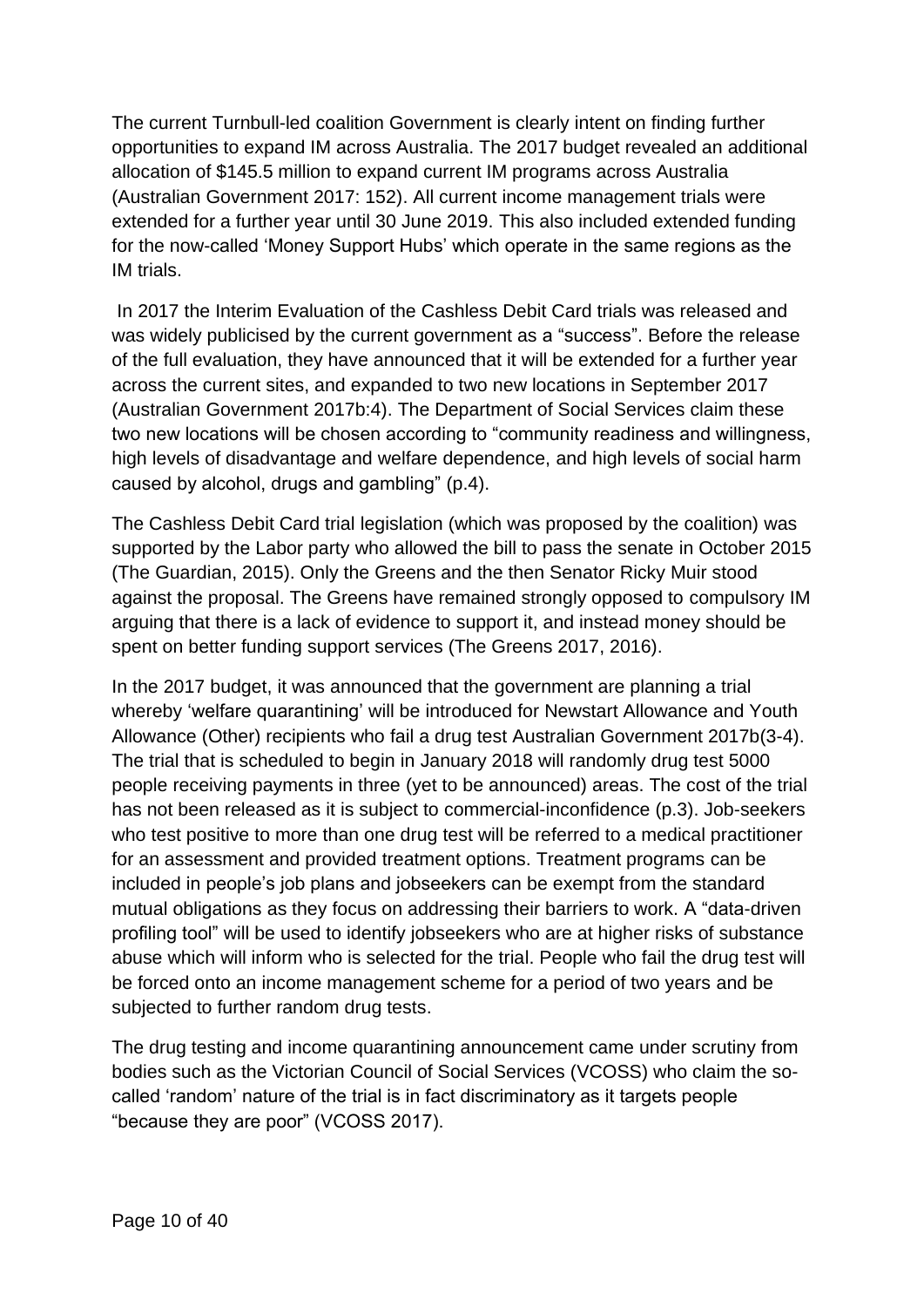The current Turnbull-led coalition Government is clearly intent on finding further opportunities to expand IM across Australia. The 2017 budget revealed an additional allocation of $145.5 million to expand current IM programs across Australia (Australian Government 2017: 152). All current income management trials were extended for a further year until 30 June 2019. This also included extended funding for the now-called 'Money Support Hubs' which operate in the same regions as the IM trials.

In 2017 the Interim Evaluation of the Cashless Debit Card trials was released and was widely publicised by the current government as a "success". Before the release of the full evaluation, they have announced that it will be extended for a further year across the current sites, and expanded to two new locations in September 2017 (Australian Government 2017b:4). The Department of Social Services claim these two new locations will be chosen according to "community readiness and willingness, high levels of disadvantage and welfare dependence, and high levels of social harm caused by alcohol, drugs and gambling" (p.4).

The Cashless Debit Card trial legislation (which was proposed by the coalition) was supported by the Labor party who allowed the bill to pass the senate in October 2015 (The Guardian, 2015). Only the Greens and the then Senator Ricky Muir stood against the proposal. The Greens have remained strongly opposed to compulsory IM arguing that there is a lack of evidence to support it, and instead money should be spent on better funding support services (The Greens 2017, 2016).

In the 2017 budget, it was announced that the government are planning a trial whereby 'welfare quarantining' will be introduced for Newstart Allowance and Youth Allowance (Other) recipients who fail a drug test Australian Government 2017b(3-4). The trial that is scheduled to begin in January 2018 will randomly drug test 5000 people receiving payments in three (yet to be announced) areas. The cost of the trial has not been released as it is subject to commercial-inconfidence (p.3). Job-seekers who test positive to more than one drug test will be referred to a medical practitioner for an assessment and provided treatment options. Treatment programs can be included in people's job plans and jobseekers can be exempt from the standard mutual obligations as they focus on addressing their barriers to work. A "data-driven profiling tool" will be used to identify jobseekers who are at higher risks of substance abuse which will inform who is selected for the trial. People who fail the drug test will be forced onto an income management scheme for a period of two years and be subjected to further random drug tests.

The drug testing and income quarantining announcement came under scrutiny from bodies such as the Victorian Council of Social Services (VCOSS) who claim the so-called 'random' nature of the trial is in fact discriminatory as it targets people "because they are poor" (VCOSS 2017).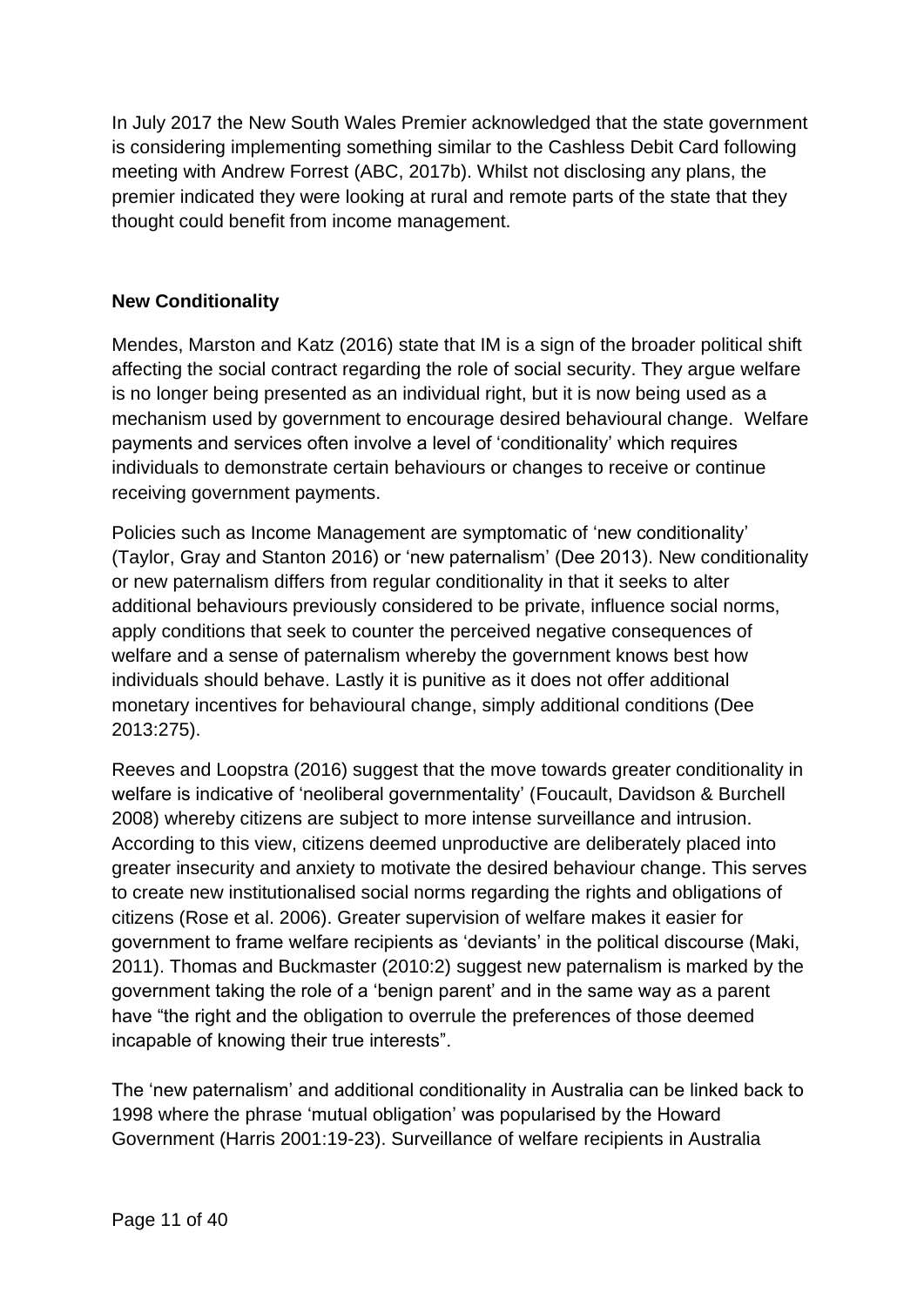In July 2017 the New South Wales Premier acknowledged that the state government is considering implementing something similar to the Cashless Debit Card following meeting with Andrew Forrest (ABC, 2017b). Whilst not disclosing any plans, the premier indicated they were looking at rural and remote parts of the state that they thought could benefit from income management.

**New Conditionality**

Mendes, Marston and Katz (2016) state that IM is a sign of the broader political shift affecting the social contract regarding the role of social security. They argue welfare is no longer being presented as an individual right, but it is now being used as a mechanism used by government to encourage desired behavioural change. Welfare payments and services often involve a level of 'conditionality' which requires individuals to demonstrate certain behaviours or changes to receive or continue receiving government payments.

Policies such as Income Management are symptomatic of 'new conditionality' (Taylor, Gray and Stanton 2016) or 'new paternalism' (Dee 2013). New conditionality or new paternalism differs from regular conditionality in that it seeks to alter additional behaviours previously considered to be private, influence social norms, apply conditions that seek to counter the perceived negative consequences of welfare and a sense of paternalism whereby the government knows best how individuals should behave. Lastly it is punitive as it does not offer additional monetary incentives for behavioural change, simply additional conditions (Dee 2013:275).

Reeves and Loopstra (2016) suggest that the move towards greater conditionality in welfare is indicative of 'neoliberal governmentality' (Foucault, Davidson & Burchell 2008) whereby citizens are subject to more intense surveillance and intrusion. According to this view, citizens deemed unproductive are deliberately placed into greater insecurity and anxiety to motivate the desired behaviour change. This serves to create new institutionalised social norms regarding the rights and obligations of citizens (Rose et al. 2006). Greater supervision of welfare makes it easier for government to frame welfare recipients as 'deviants' in the political discourse (Maki, 2011). Thomas and Buckmaster (2010:2) suggest new paternalism is marked by the government taking the role of a 'benign parent' and in the same way as a parent have "the right and the obligation to overrule the preferences of those deemed incapable of knowing their true interests".

The 'new paternalism' and additional conditionality in Australia can be linked back to 1998 where the phrase 'mutual obligation' was popularised by the Howard Government (Harris 2001:19-23). Surveillance of welfare recipients in Australia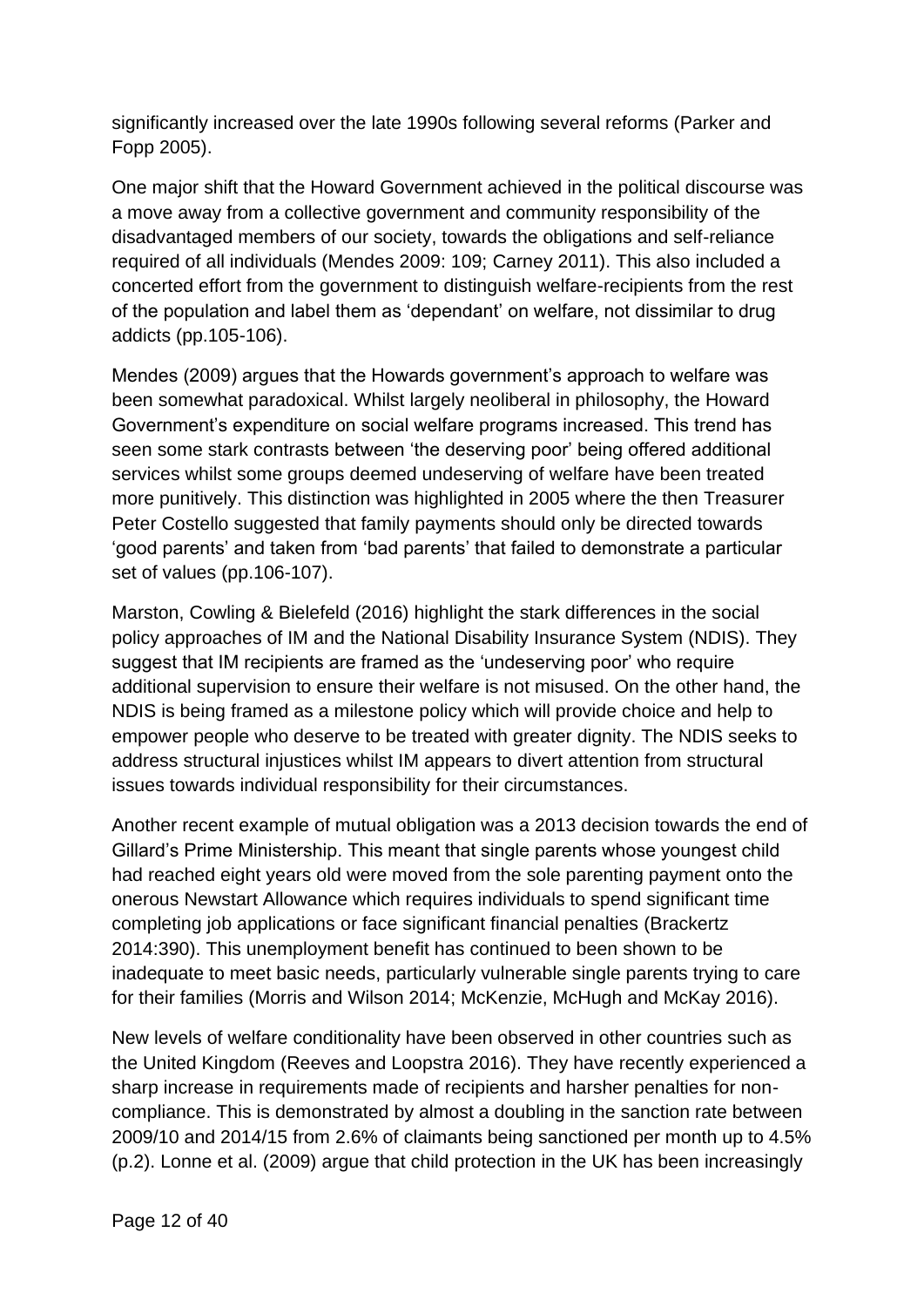significantly increased over the late 1990s following several reforms (Parker and Fopp 2005).

One major shift that the Howard Government achieved in the political discourse was a move away from a collective government and community responsibility of the disadvantaged members of our society, towards the obligations and self-reliance required of all individuals (Mendes 2009: 109; Carney 2011). This also included a concerted effort from the government to distinguish welfare-recipients from the rest of the population and label them as 'dependant' on welfare, not dissimilar to drug addicts (pp.105-106).

Mendes (2009) argues that the Howards government's approach to welfare was been somewhat paradoxical. Whilst largely neoliberal in philosophy, the Howard Government's expenditure on social welfare programs increased. This trend has seen some stark contrasts between 'the deserving poor' being offered additional services whilst some groups deemed undeserving of welfare have been treated more punitively. This distinction was highlighted in 2005 where the then Treasurer Peter Costello suggested that family payments should only be directed towards 'good parents' and taken from 'bad parents' that failed to demonstrate a particular set of values (pp.106-107).

Marston, Cowling & Bielefeld (2016) highlight the stark differences in the social policy approaches of IM and the National Disability Insurance System (NDIS). They suggest that IM recipients are framed as the 'undeserving poor' who require additional supervision to ensure their welfare is not misused. On the other hand, the NDIS is being framed as a milestone policy which will provide choice and help to empower people who deserve to be treated with greater dignity. The NDIS seeks to address structural injustices whilst IM appears to divert attention from structural issues towards individual responsibility for their circumstances.

Another recent example of mutual obligation was a 2013 decision towards the end of Gillard's Prime Ministership. This meant that single parents whose youngest child had reached eight years old were moved from the sole parenting payment onto the onerous Newstart Allowance which requires individuals to spend significant time completing job applications or face significant financial penalties (Brackertz 2014:390). This unemployment benefit has continued to been shown to be inadequate to meet basic needs, particularly vulnerable single parents trying to care for their families (Morris and Wilson 2014; McKenzie, McHugh and McKay 2016).

New levels of welfare conditionality have been observed in other countries such as the United Kingdom (Reeves and Loopstra 2016). They have recently experienced a sharp increase in requirements made of recipients and harsher penalties for non-compliance. This is demonstrated by almost a doubling in the sanction rate between 2009/10 and 2014/15 from 2.6% of claimants being sanctioned per month up to 4.5% (p.2). Lonne et al. (2009) argue that child protection in the UK has been increasingly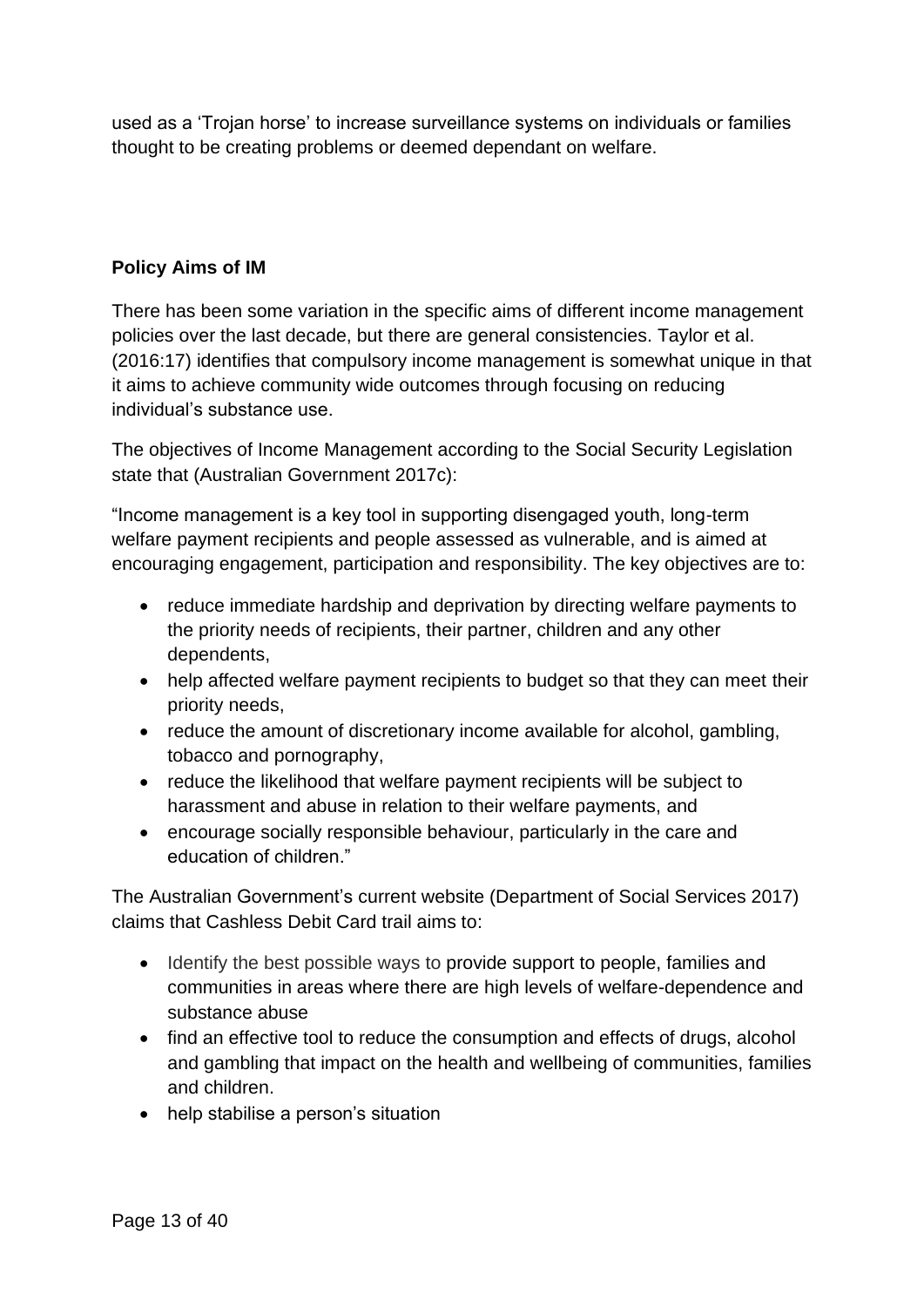used as a 'Trojan horse' to increase surveillance systems on individuals or families thought to be creating problems or deemed dependant on welfare.

**Policy Aims of IM**

There has been some variation in the specific aims of different income management policies over the last decade, but there are general consistencies. Taylor et al. (2016:17) identifies that compulsory income management is somewhat unique in that it aims to achieve community wide outcomes through focusing on reducing individual's substance use.

The objectives of Income Management according to the Social Security Legislation state that (Australian Government 2017c):

"Income management is a key tool in supporting disengaged youth, long-term welfare payment recipients and people assessed as vulnerable, and is aimed at encouraging engagement, participation and responsibility. The key objectives are to:

- reduce immediate hardship and deprivation by directing welfare payments to the priority needs of recipients, their partner, children and any other dependents,
- help affected welfare payment recipients to budget so that they can meet their priority needs,
- reduce the amount of discretionary income available for alcohol, gambling, tobacco and pornography,
- reduce the likelihood that welfare payment recipients will be subject to harassment and abuse in relation to their welfare payments, and
- encourage socially responsible behaviour, particularly in the care and education of children."

The Australian Government's current website (Department of Social Services 2017) claims that Cashless Debit Card trail aims to:

- Identify the best possible ways to provide support to people, families and communities in areas where there are high levels of welfare-dependence and substance abuse
- find an effective tool to reduce the consumption and effects of drugs, alcohol and gambling that impact on the health and wellbeing of communities, families and children.
- help stabilise a person's situation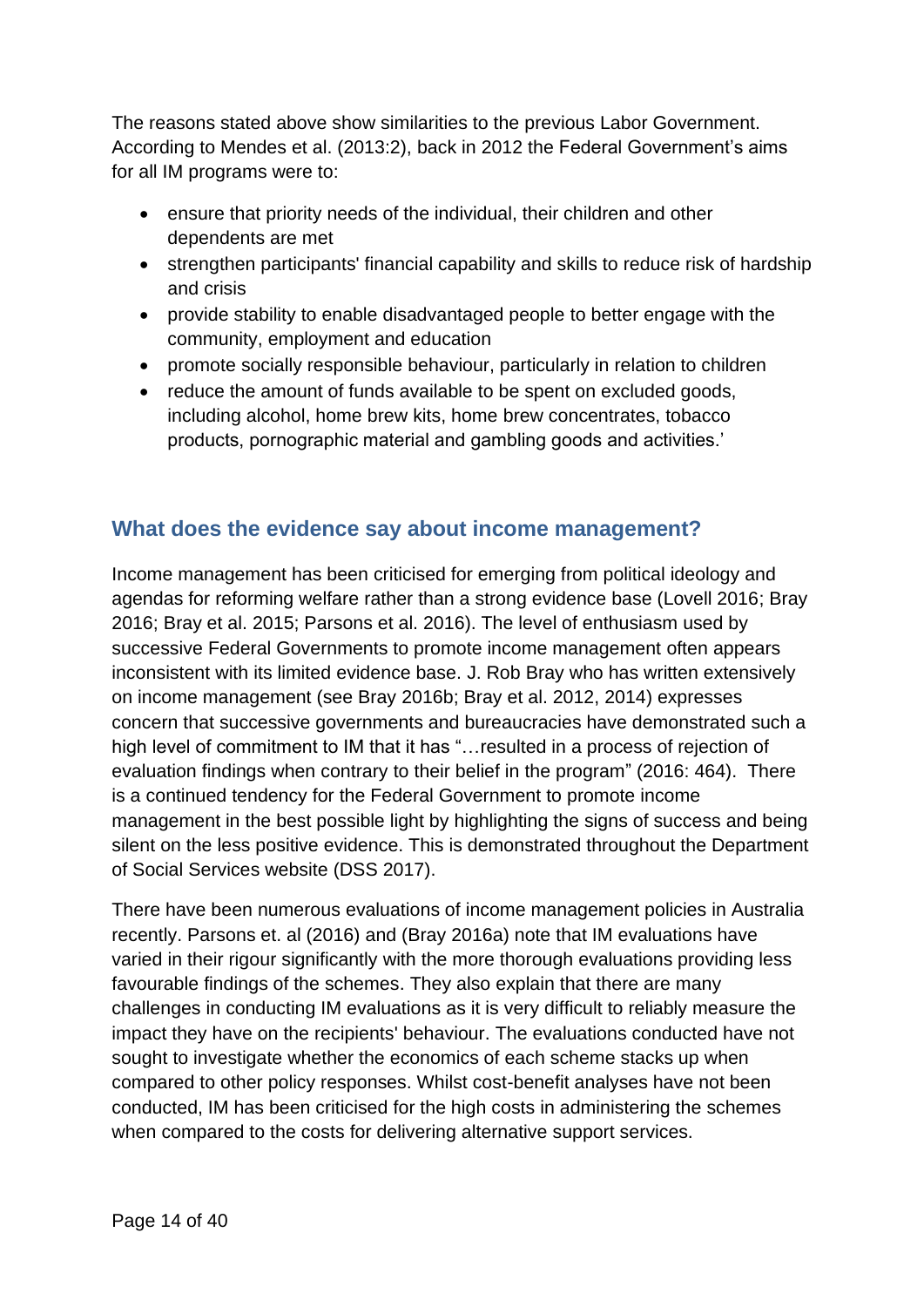The reasons stated above show similarities to the previous Labor Government. According to Mendes et al. (2013:2), back in 2012 the Federal Government's aims for all IM programs were to:

- ensure that priority needs of the individual, their children and other dependents are met
- strengthen participants' financial capability and skills to reduce risk of hardship and crisis
- provide stability to enable disadvantaged people to better engage with the community, employment and education
- promote socially responsible behaviour, particularly in relation to children
- reduce the amount of funds available to be spent on excluded goods, including alcohol, home brew kits, home brew concentrates, tobacco products, pornographic material and gambling goods and activities.'

## What does the evidence say about income management?

Income management has been criticised for emerging from political ideology and agendas for reforming welfare rather than a strong evidence base (Lovell 2016; Bray 2016; Bray et al. 2015; Parsons et al. 2016). The level of enthusiasm used by successive Federal Governments to promote income management often appears inconsistent with its limited evidence base. J. Rob Bray who has written extensively on income management (see Bray 2016b; Bray et al. 2012, 2014) expresses concern that successive governments and bureaucracies have demonstrated such a high level of commitment to IM that it has "…resulted in a process of rejection of evaluation findings when contrary to their belief in the program" (2016: 464). There is a continued tendency for the Federal Government to promote income management in the best possible light by highlighting the signs of success and being silent on the less positive evidence. This is demonstrated throughout the Department of Social Services website (DSS 2017).

There have been numerous evaluations of income management policies in Australia recently. Parsons et. al (2016) and (Bray 2016a) note that IM evaluations have varied in their rigour significantly with the more thorough evaluations providing less favourable findings of the schemes. They also explain that there are many challenges in conducting IM evaluations as it is very difficult to reliably measure the impact they have on the recipients' behaviour. The evaluations conducted have not sought to investigate whether the economics of each scheme stacks up when compared to other policy responses. Whilst cost-benefit analyses have not been conducted, IM has been criticised for the high costs in administering the schemes when compared to the costs for delivering alternative support services.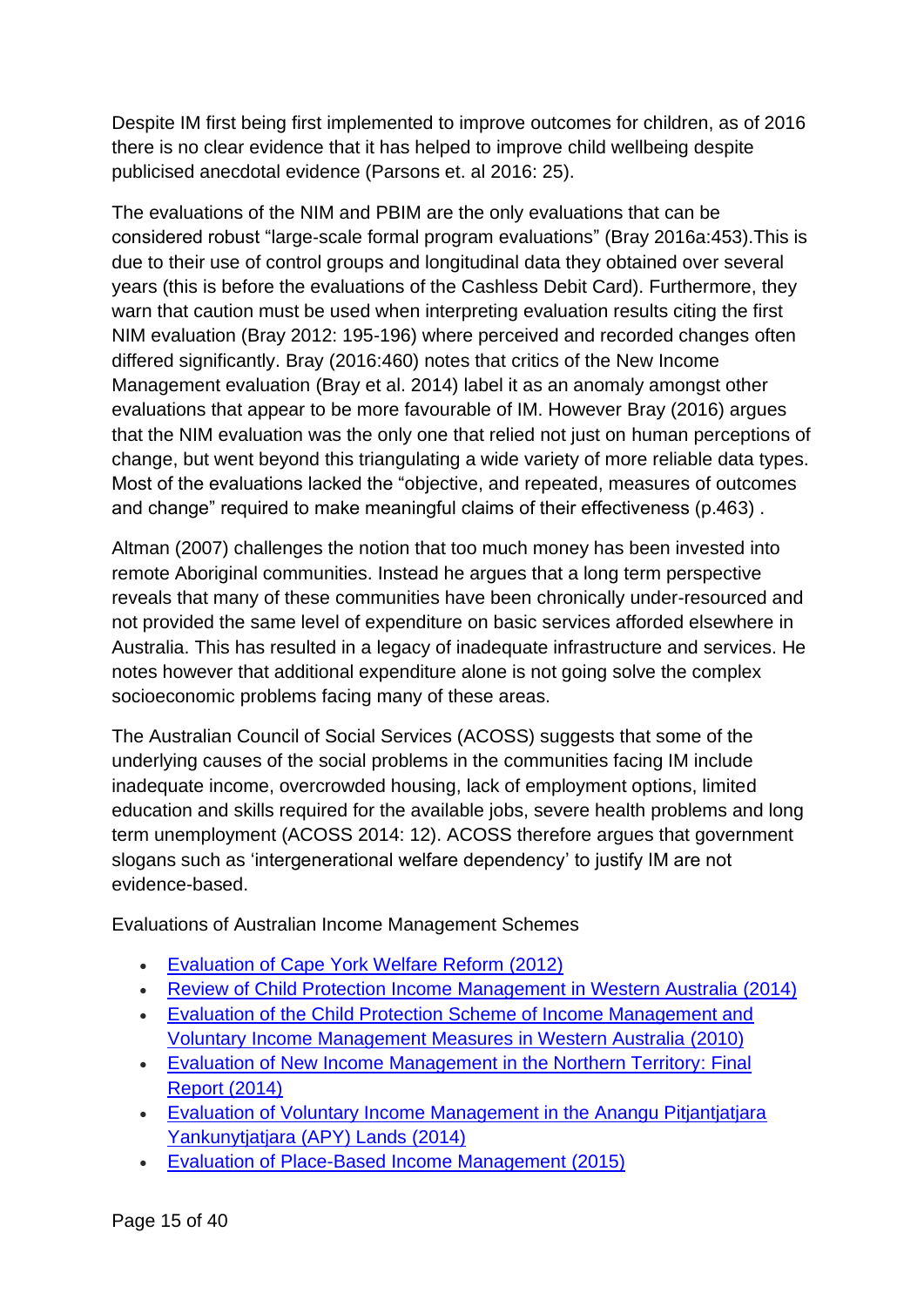Despite IM first being first implemented to improve outcomes for children, as of 2016 there is no clear evidence that it has helped to improve child wellbeing despite publicised anecdotal evidence (Parsons et. al 2016: 25).

The evaluations of the NIM and PBIM are the only evaluations that can be considered robust "large-scale formal program evaluations" (Bray 2016a:453).This is due to their use of control groups and longitudinal data they obtained over several years (this is before the evaluations of the Cashless Debit Card). Furthermore, they warn that caution must be used when interpreting evaluation results citing the first NIM evaluation (Bray 2012: 195-196) where perceived and recorded changes often differed significantly. Bray (2016:460) notes that critics of the New Income Management evaluation (Bray et al. 2014) label it as an anomaly amongst other evaluations that appear to be more favourable of IM. However Bray (2016) argues that the NIM evaluation was the only one that relied not just on human perceptions of change, but went beyond this triangulating a wide variety of more reliable data types. Most of the evaluations lacked the "objective, and repeated, measures of outcomes and change" required to make meaningful claims of their effectiveness (p.463) .

Altman (2007) challenges the notion that too much money has been invested into remote Aboriginal communities. Instead he argues that a long term perspective reveals that many of these communities have been chronically under-resourced and not provided the same level of expenditure on basic services afforded elsewhere in Australia. This has resulted in a legacy of inadequate infrastructure and services. He notes however that additional expenditure alone is not going solve the complex socioeconomic problems facing many of these areas.

The Australian Council of Social Services (ACOSS) suggests that some of the underlying causes of the social problems in the communities facing IM include inadequate income, overcrowded housing, lack of employment options, limited education and skills required for the available jobs, severe health problems and long term unemployment (ACOSS 2014: 12). ACOSS therefore argues that government slogans such as 'intergenerational welfare dependency' to justify IM are not evidence-based.

Evaluations of Australian Income Management Schemes

- Evaluation of Cape York Welfare Reform (2012)
- Review of Child Protection Income Management in Western Australia (2014)
- Evaluation of the Child Protection Scheme of Income Management and Voluntary Income Management Measures in Western Australia (2010)
- Evaluation of New Income Management in the Northern Territory: Final Report (2014)
- Evaluation of Voluntary Income Management in the Anangu Pitjantjatjara Yankunytjatjara (APY) Lands (2014)
- Evaluation of Place-Based Income Management (2015)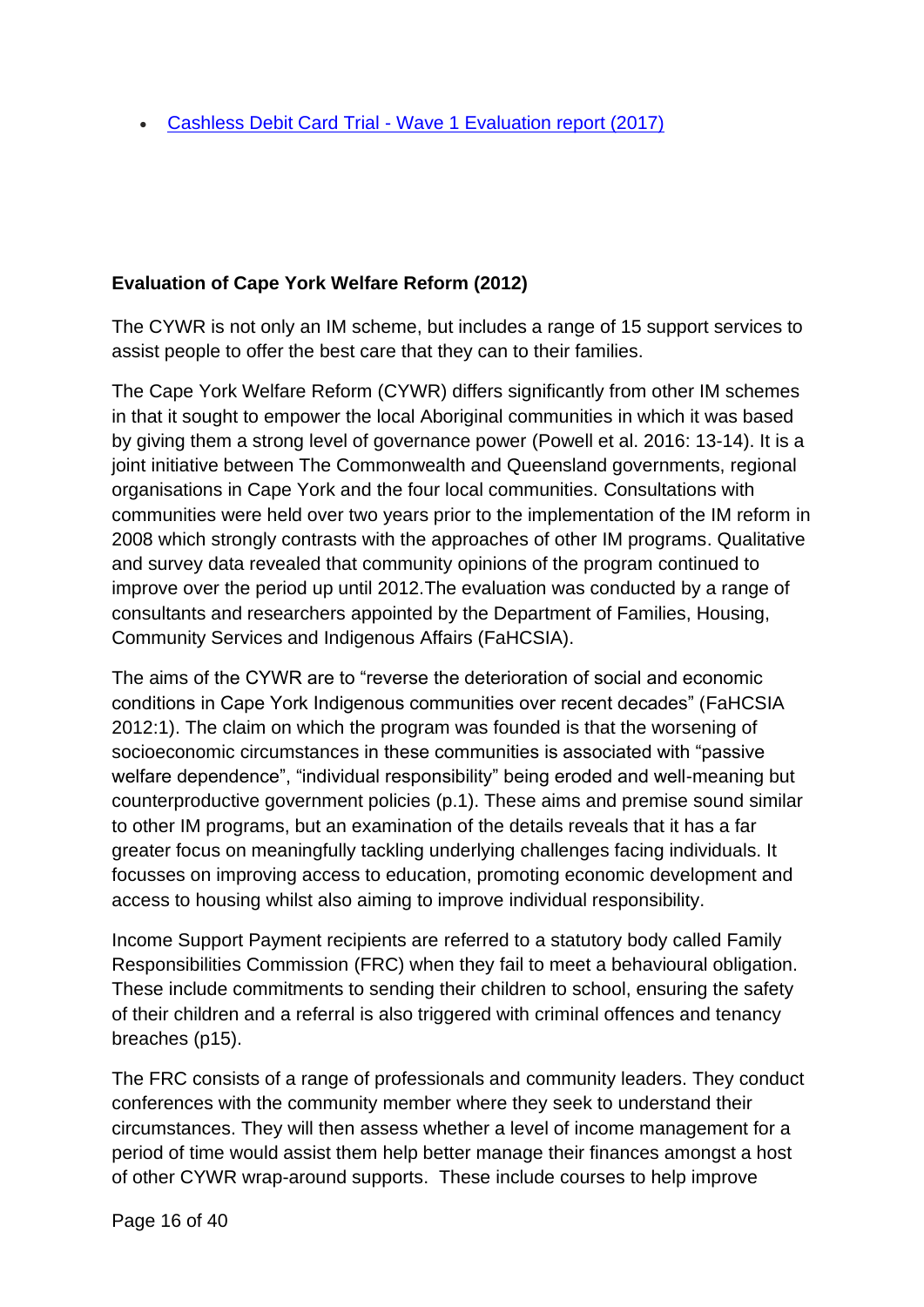- [Cashless Debit Card Trial - Wave 1 Evaluation report (2017)]

**Evaluation of Cape York Welfare Reform (2012)**

The CYWR is not only an IM scheme, but includes a range of 15 support services to assist people to offer the best care that they can to their families.

The Cape York Welfare Reform (CYWR) differs significantly from other IM schemes in that it sought to empower the local Aboriginal communities in which it was based by giving them a strong level of governance power (Powell et al. 2016: 13-14). It is a joint initiative between The Commonwealth and Queensland governments, regional organisations in Cape York and the four local communities. Consultations with communities were held over two years prior to the implementation of the IM reform in 2008 which strongly contrasts with the approaches of other IM programs. Qualitative and survey data revealed that community opinions of the program continued to improve over the period up until 2012.The evaluation was conducted by a range of consultants and researchers appointed by the Department of Families, Housing, Community Services and Indigenous Affairs (FaHCSIA).

The aims of the CYWR are to "reverse the deterioration of social and economic conditions in Cape York Indigenous communities over recent decades" (FaHCSIA 2012:1). The claim on which the program was founded is that the worsening of socioeconomic circumstances in these communities is associated with "passive welfare dependence", "individual responsibility" being eroded and well-meaning but counterproductive government policies (p.1). These aims and premise sound similar to other IM programs, but an examination of the details reveals that it has a far greater focus on meaningfully tackling underlying challenges facing individuals. It focusses on improving access to education, promoting economic development and access to housing whilst also aiming to improve individual responsibility.

Income Support Payment recipients are referred to a statutory body called Family Responsibilities Commission (FRC) when they fail to meet a behavioural obligation. These include commitments to sending their children to school, ensuring the safety of their children and a referral is also triggered with criminal offences and tenancy breaches (p15).

The FRC consists of a range of professionals and community leaders. They conduct conferences with the community member where they seek to understand their circumstances. They will then assess whether a level of income management for a period of time would assist them help better manage their finances amongst a host of other CYWR wrap-around supports. These include courses to help improve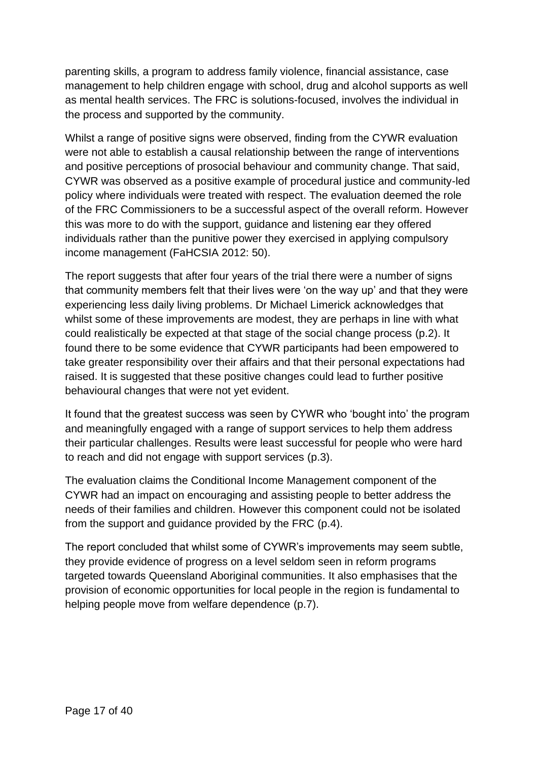parenting skills, a program to address family violence, financial assistance, case management to help children engage with school, drug and alcohol supports as well as mental health services. The FRC is solutions-focused, involves the individual in the process and supported by the community.

Whilst a range of positive signs were observed, finding from the CYWR evaluation were not able to establish a causal relationship between the range of interventions and positive perceptions of prosocial behaviour and community change. That said, CYWR was observed as a positive example of procedural justice and community-led policy where individuals were treated with respect. The evaluation deemed the role of the FRC Commissioners to be a successful aspect of the overall reform. However this was more to do with the support, guidance and listening ear they offered individuals rather than the punitive power they exercised in applying compulsory income management (FaHCSIA 2012: 50).

The report suggests that after four years of the trial there were a number of signs that community members felt that their lives were 'on the way up' and that they were experiencing less daily living problems. Dr Michael Limerick acknowledges that whilst some of these improvements are modest, they are perhaps in line with what could realistically be expected at that stage of the social change process (p.2). It found there to be some evidence that CYWR participants had been empowered to take greater responsibility over their affairs and that their personal expectations had raised. It is suggested that these positive changes could lead to further positive behavioural changes that were not yet evident.

It found that the greatest success was seen by CYWR who 'bought into' the program and meaningfully engaged with a range of support services to help them address their particular challenges. Results were least successful for people who were hard to reach and did not engage with support services (p.3).

The evaluation claims the Conditional Income Management component of the CYWR had an impact on encouraging and assisting people to better address the needs of their families and children. However this component could not be isolated from the support and guidance provided by the FRC (p.4).

The report concluded that whilst some of CYWR's improvements may seem subtle, they provide evidence of progress on a level seldom seen in reform programs targeted towards Queensland Aboriginal communities. It also emphasises that the provision of economic opportunities for local people in the region is fundamental to helping people move from welfare dependence (p.7).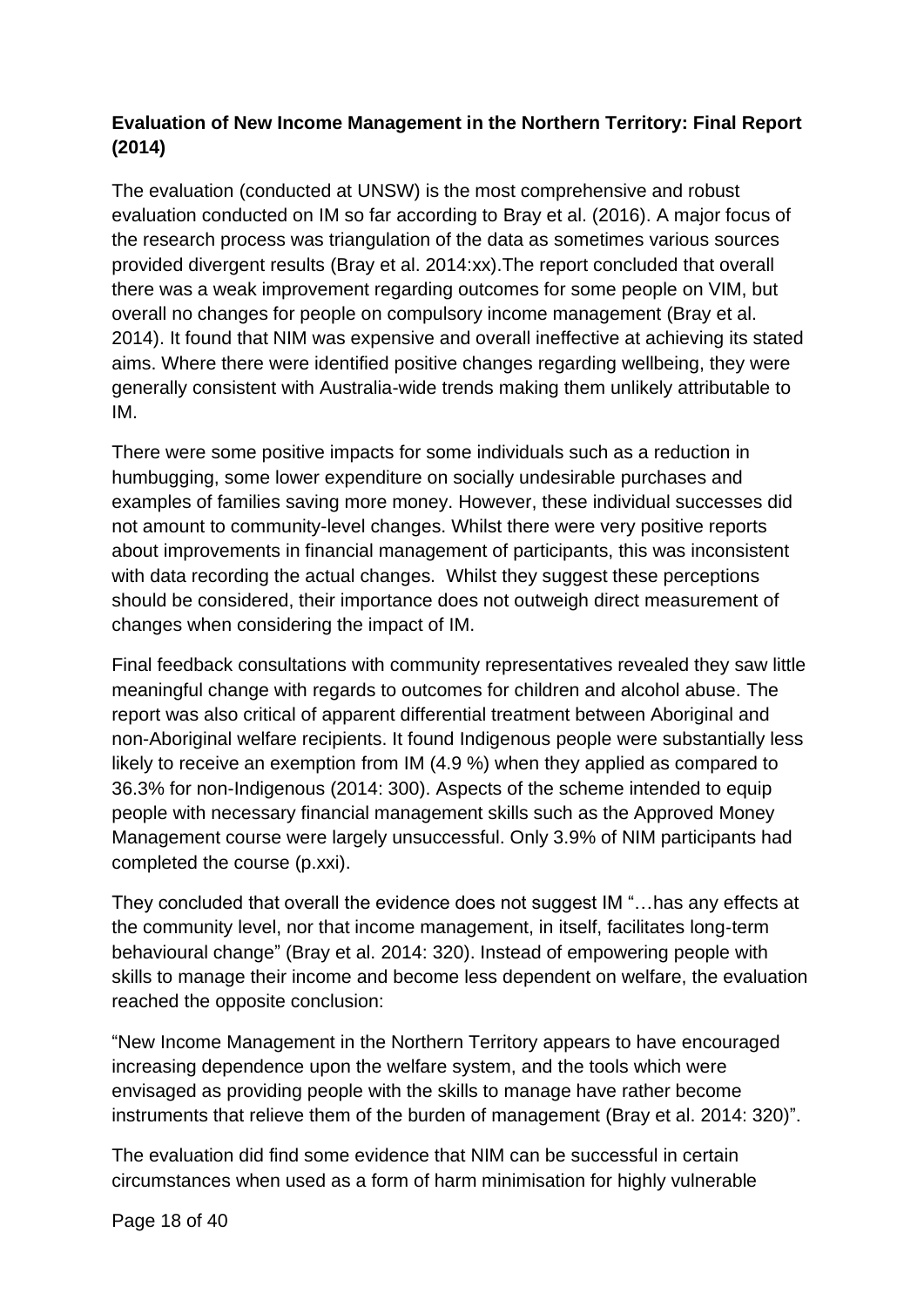**Evaluation of New Income Management in the Northern Territory: Final Report (2014)**

The evaluation (conducted at UNSW) is the most comprehensive and robust evaluation conducted on IM so far according to Bray et al. (2016). A major focus of the research process was triangulation of the data as sometimes various sources provided divergent results (Bray et al. 2014:xx).The report concluded that overall there was a weak improvement regarding outcomes for some people on VIM, but overall no changes for people on compulsory income management (Bray et al. 2014). It found that NIM was expensive and overall ineffective at achieving its stated aims. Where there were identified positive changes regarding wellbeing, they were generally consistent with Australia-wide trends making them unlikely attributable to IM.

There were some positive impacts for some individuals such as a reduction in humbugging, some lower expenditure on socially undesirable purchases and examples of families saving more money. However, these individual successes did not amount to community-level changes. Whilst there were very positive reports about improvements in financial management of participants, this was inconsistent with data recording the actual changes. Whilst they suggest these perceptions should be considered, their importance does not outweigh direct measurement of changes when considering the impact of IM.

Final feedback consultations with community representatives revealed they saw little meaningful change with regards to outcomes for children and alcohol abuse. The report was also critical of apparent differential treatment between Aboriginal and non-Aboriginal welfare recipients. It found Indigenous people were substantially less likely to receive an exemption from IM (4.9 %) when they applied as compared to 36.3% for non-Indigenous (2014: 300). Aspects of the scheme intended to equip people with necessary financial management skills such as the Approved Money Management course were largely unsuccessful. Only 3.9% of NIM participants had completed the course (p.xxi).

They concluded that overall the evidence does not suggest IM "…has any effects at the community level, nor that income management, in itself, facilitates long-term behavioural change" (Bray et al. 2014: 320). Instead of empowering people with skills to manage their income and become less dependent on welfare, the evaluation reached the opposite conclusion:

"New Income Management in the Northern Territory appears to have encouraged increasing dependence upon the welfare system, and the tools which were envisaged as providing people with the skills to manage have rather become instruments that relieve them of the burden of management (Bray et al. 2014: 320)".

The evaluation did find some evidence that NIM can be successful in certain circumstances when used as a form of harm minimisation for highly vulnerable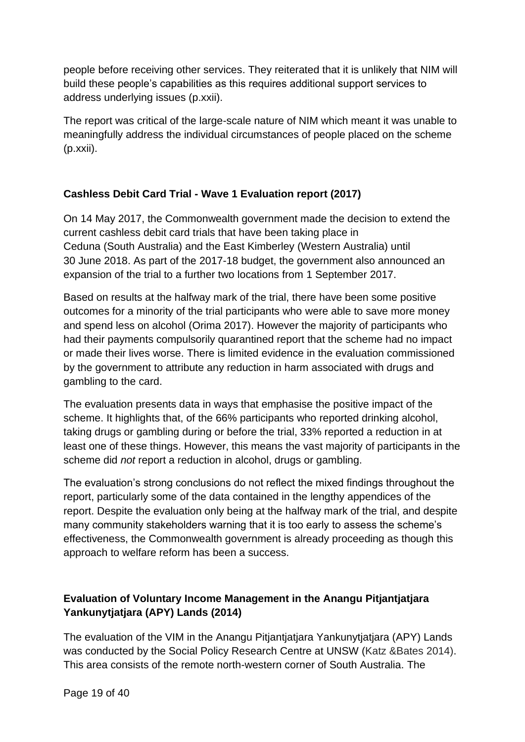people before receiving other services. They reiterated that it is unlikely that NIM will build these people's capabilities as this requires additional support services to address underlying issues (p.xxii).

The report was critical of the large-scale nature of NIM which meant it was unable to meaningfully address the individual circumstances of people placed on the scheme (p.xxii).

### Cashless Debit Card Trial - Wave 1 Evaluation report (2017)

On 14 May 2017, the Commonwealth government made the decision to extend the current cashless debit card trials that have been taking place in Ceduna (South Australia) and the East Kimberley (Western Australia) until 30 June 2018. As part of the 2017-18 budget, the government also announced an expansion of the trial to a further two locations from 1 September 2017.

Based on results at the halfway mark of the trial, there have been some positive outcomes for a minority of the trial participants who were able to save more money and spend less on alcohol (Orima 2017). However the majority of participants who had their payments compulsorily quarantined report that the scheme had no impact or made their lives worse. There is limited evidence in the evaluation commissioned by the government to attribute any reduction in harm associated with drugs and gambling to the card.

The evaluation presents data in ways that emphasise the positive impact of the scheme. It highlights that, of the 66% participants who reported drinking alcohol, taking drugs or gambling during or before the trial, 33% reported a reduction in at least one of these things. However, this means the vast majority of participants in the scheme did *not* report a reduction in alcohol, drugs or gambling.

The evaluation's strong conclusions do not reflect the mixed findings throughout the report, particularly some of the data contained in the lengthy appendices of the report. Despite the evaluation only being at the halfway mark of the trial, and despite many community stakeholders warning that it is too early to assess the scheme's effectiveness, the Commonwealth government is already proceeding as though this approach to welfare reform has been a success.

### Evaluation of Voluntary Income Management in the Anangu Pitjantjatjara Yankunytjatjara (APY) Lands (2014)

The evaluation of the VIM in the Anangu Pitjantjatjara Yankunytjatjara (APY) Lands was conducted by the Social Policy Research Centre at UNSW (Katz &Bates 2014). This area consists of the remote north-western corner of South Australia. The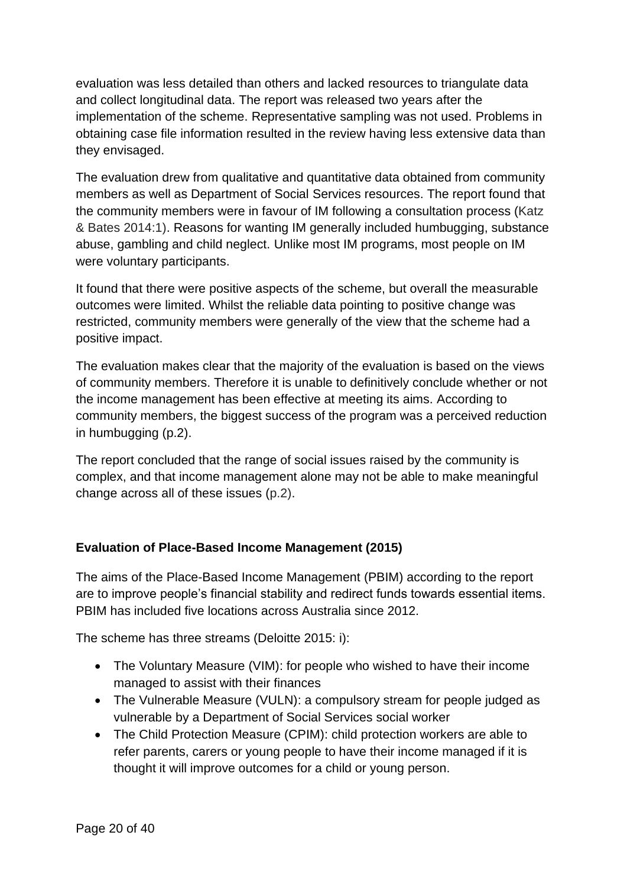evaluation was less detailed than others and lacked resources to triangulate data and collect longitudinal data. The report was released two years after the implementation of the scheme. Representative sampling was not used. Problems in obtaining case file information resulted in the review having less extensive data than they envisaged.

The evaluation drew from qualitative and quantitative data obtained from community members as well as Department of Social Services resources. The report found that the community members were in favour of IM following a consultation process (Katz & Bates 2014:1). Reasons for wanting IM generally included humbugging, substance abuse, gambling and child neglect. Unlike most IM programs, most people on IM were voluntary participants.

It found that there were positive aspects of the scheme, but overall the measurable outcomes were limited. Whilst the reliable data pointing to positive change was restricted, community members were generally of the view that the scheme had a positive impact.

The evaluation makes clear that the majority of the evaluation is based on the views of community members. Therefore it is unable to definitively conclude whether or not the income management has been effective at meeting its aims. According to community members, the biggest success of the program was a perceived reduction in humbugging (p.2).

The report concluded that the range of social issues raised by the community is complex, and that income management alone may not be able to make meaningful change across all of these issues (p.2).

**Evaluation of Place-Based Income Management (2015)**

The aims of the Place-Based Income Management (PBIM) according to the report are to improve people's financial stability and redirect funds towards essential items. PBIM has included five locations across Australia since 2012.

The scheme has three streams (Deloitte 2015: i):

- The Voluntary Measure (VIM): for people who wished to have their income managed to assist with their finances
- The Vulnerable Measure (VULN): a compulsory stream for people judged as vulnerable by a Department of Social Services social worker
- The Child Protection Measure (CPIM): child protection workers are able to refer parents, carers or young people to have their income managed if it is thought it will improve outcomes for a child or young person.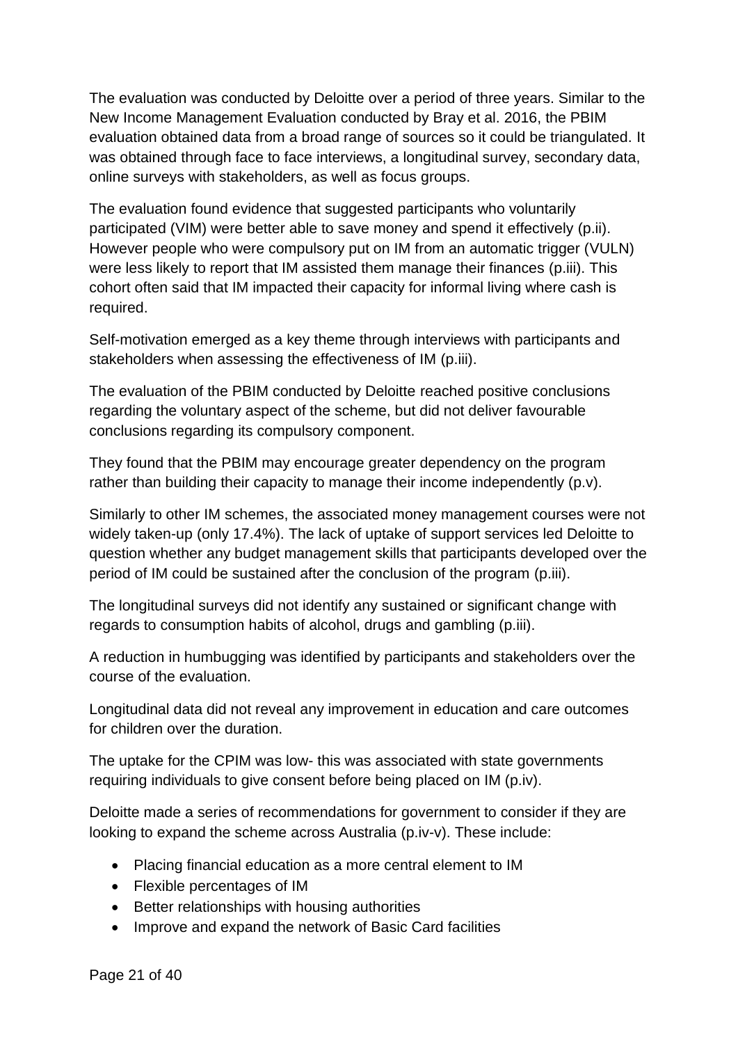The evaluation was conducted by Deloitte over a period of three years. Similar to the New Income Management Evaluation conducted by Bray et al. 2016, the PBIM evaluation obtained data from a broad range of sources so it could be triangulated. It was obtained through face to face interviews, a longitudinal survey, secondary data, online surveys with stakeholders, as well as focus groups.

The evaluation found evidence that suggested participants who voluntarily participated (VIM) were better able to save money and spend it effectively (p.ii). However people who were compulsory put on IM from an automatic trigger (VULN) were less likely to report that IM assisted them manage their finances (p.iii). This cohort often said that IM impacted their capacity for informal living where cash is required.

Self-motivation emerged as a key theme through interviews with participants and stakeholders when assessing the effectiveness of IM (p.iii).

The evaluation of the PBIM conducted by Deloitte reached positive conclusions regarding the voluntary aspect of the scheme, but did not deliver favourable conclusions regarding its compulsory component.

They found that the PBIM may encourage greater dependency on the program rather than building their capacity to manage their income independently (p.v).

Similarly to other IM schemes, the associated money management courses were not widely taken-up (only 17.4%). The lack of uptake of support services led Deloitte to question whether any budget management skills that participants developed over the period of IM could be sustained after the conclusion of the program (p.iii).

The longitudinal surveys did not identify any sustained or significant change with regards to consumption habits of alcohol, drugs and gambling (p.iii).

A reduction in humbugging was identified by participants and stakeholders over the course of the evaluation.

Longitudinal data did not reveal any improvement in education and care outcomes for children over the duration.

The uptake for the CPIM was low- this was associated with state governments requiring individuals to give consent before being placed on IM (p.iv).

Deloitte made a series of recommendations for government to consider if they are looking to expand the scheme across Australia (p.iv-v). These include:

- Placing financial education as a more central element to IM
- Flexible percentages of IM
- Better relationships with housing authorities
- Improve and expand the network of Basic Card facilities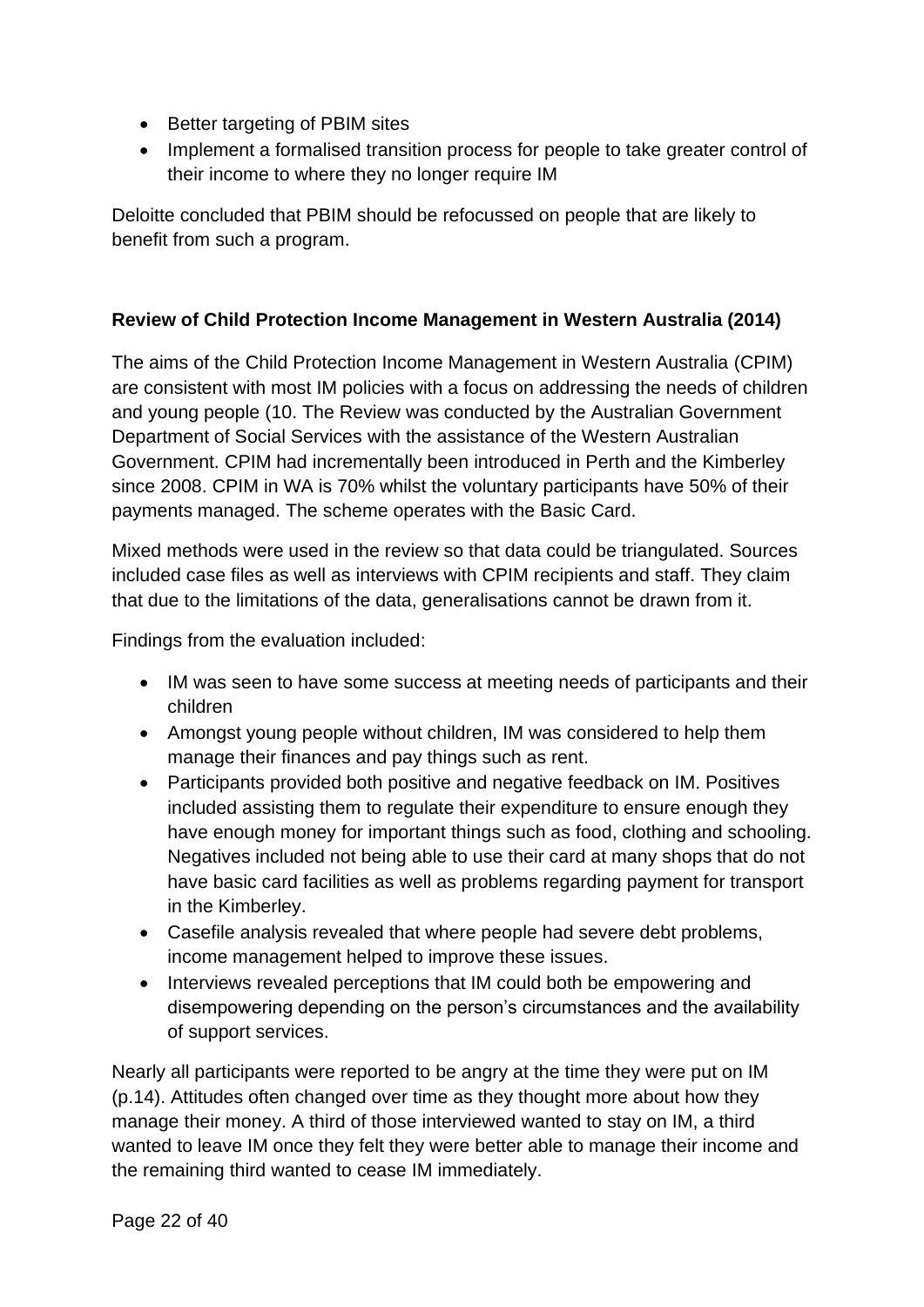- Better targeting of PBIM sites
- Implement a formalised transition process for people to take greater control of their income to where they no longer require IM

Deloitte concluded that PBIM should be refocussed on people that are likely to benefit from such a program.

**Review of Child Protection Income Management in Western Australia (2014)**

The aims of the Child Protection Income Management in Western Australia (CPIM) are consistent with most IM policies with a focus on addressing the needs of children and young people (10. The Review was conducted by the Australian Government Department of Social Services with the assistance of the Western Australian Government. CPIM had incrementally been introduced in Perth and the Kimberley since 2008. CPIM in WA is 70% whilst the voluntary participants have 50% of their payments managed. The scheme operates with the Basic Card.

Mixed methods were used in the review so that data could be triangulated. Sources included case files as well as interviews with CPIM recipients and staff. They claim that due to the limitations of the data, generalisations cannot be drawn from it.

Findings from the evaluation included:

- IM was seen to have some success at meeting needs of participants and their children
- Amongst young people without children, IM was considered to help them manage their finances and pay things such as rent.
- Participants provided both positive and negative feedback on IM. Positives included assisting them to regulate their expenditure to ensure enough they have enough money for important things such as food, clothing and schooling. Negatives included not being able to use their card at many shops that do not have basic card facilities as well as problems regarding payment for transport in the Kimberley.
- Casefile analysis revealed that where people had severe debt problems, income management helped to improve these issues.
- Interviews revealed perceptions that IM could both be empowering and disempowering depending on the person's circumstances and the availability of support services.

Nearly all participants were reported to be angry at the time they were put on IM (p.14). Attitudes often changed over time as they thought more about how they manage their money. A third of those interviewed wanted to stay on IM, a third wanted to leave IM once they felt they were better able to manage their income and the remaining third wanted to cease IM immediately.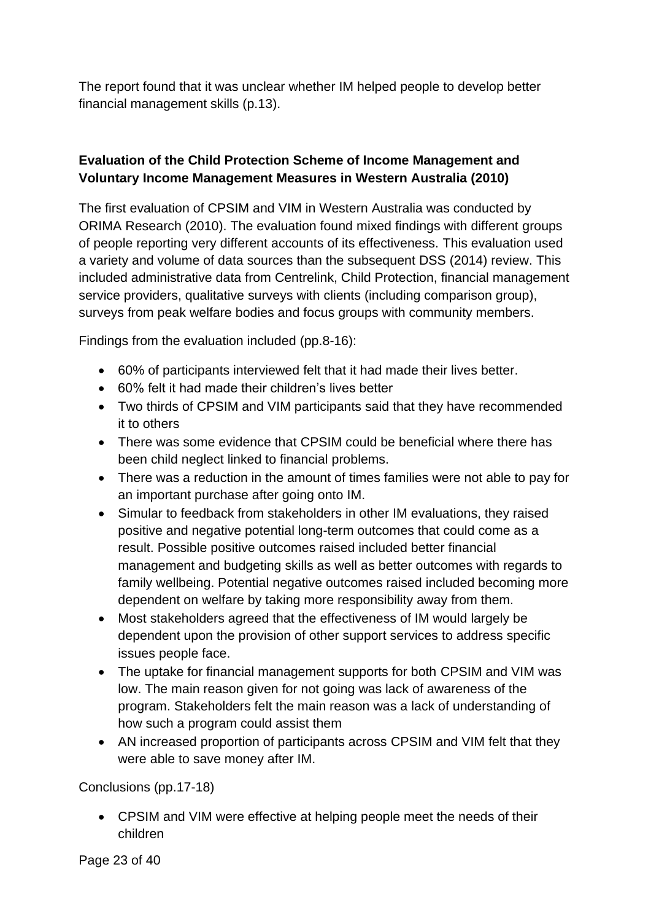The report found that it was unclear whether IM helped people to develop better financial management skills (p.13).

**Evaluation of the Child Protection Scheme of Income Management and Voluntary Income Management Measures in Western Australia (2010)**

The first evaluation of CPSIM and VIM in Western Australia was conducted by ORIMA Research (2010). The evaluation found mixed findings with different groups of people reporting very different accounts of its effectiveness. This evaluation used a variety and volume of data sources than the subsequent DSS (2014) review. This included administrative data from Centrelink, Child Protection, financial management service providers, qualitative surveys with clients (including comparison group), surveys from peak welfare bodies and focus groups with community members.

Findings from the evaluation included (pp.8-16):

- 60% of participants interviewed felt that it had made their lives better.
- 60% felt it had made their children's lives better
- Two thirds of CPSIM and VIM participants said that they have recommended it to others
- There was some evidence that CPSIM could be beneficial where there has been child neglect linked to financial problems.
- There was a reduction in the amount of times families were not able to pay for an important purchase after going onto IM.
- Simular to feedback from stakeholders in other IM evaluations, they raised positive and negative potential long-term outcomes that could come as a result. Possible positive outcomes raised included better financial management and budgeting skills as well as better outcomes with regards to family wellbeing. Potential negative outcomes raised included becoming more dependent on welfare by taking more responsibility away from them.
- Most stakeholders agreed that the effectiveness of IM would largely be dependent upon the provision of other support services to address specific issues people face.
- The uptake for financial management supports for both CPSIM and VIM was low. The main reason given for not going was lack of awareness of the program. Stakeholders felt the main reason was a lack of understanding of how such a program could assist them
- AN increased proportion of participants across CPSIM and VIM felt that they were able to save money after IM.

Conclusions (pp.17-18)

- CPSIM and VIM were effective at helping people meet the needs of their children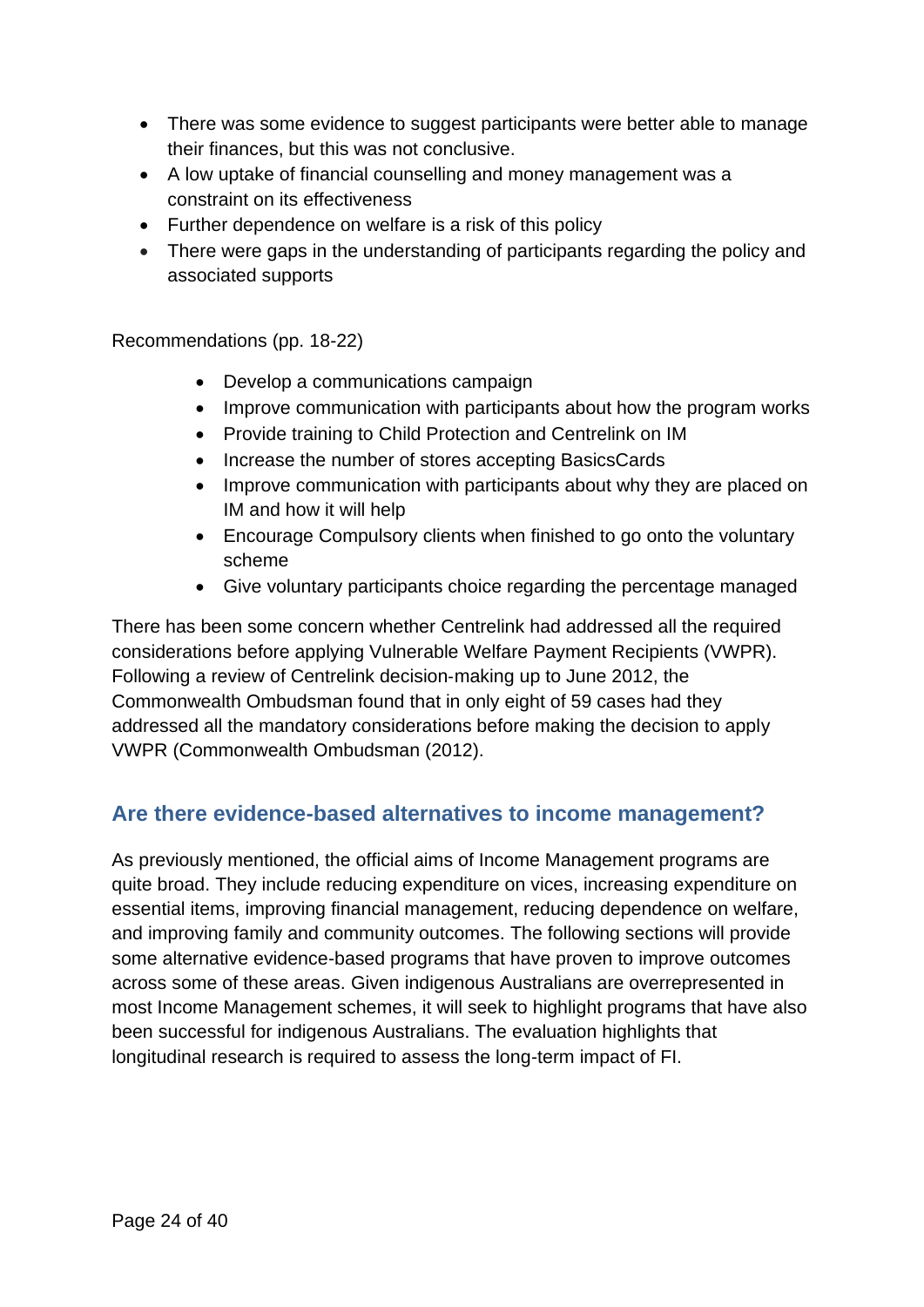- There was some evidence to suggest participants were better able to manage their finances, but this was not conclusive.
- A low uptake of financial counselling and money management was a constraint on its effectiveness
- Further dependence on welfare is a risk of this policy
- There were gaps in the understanding of participants regarding the policy and associated supports

Recommendations (pp. 18-22)

- Develop a communications campaign
- Improve communication with participants about how the program works
- Provide training to Child Protection and Centrelink on IM
- Increase the number of stores accepting BasicsCards
- Improve communication with participants about why they are placed on IM and how it will help
- Encourage Compulsory clients when finished to go onto the voluntary scheme
- Give voluntary participants choice regarding the percentage managed

There has been some concern whether Centrelink had addressed all the required considerations before applying Vulnerable Welfare Payment Recipients (VWPR). Following a review of Centrelink decision-making up to June 2012, the Commonwealth Ombudsman found that in only eight of 59 cases had they addressed all the mandatory considerations before making the decision to apply VWPR (Commonwealth Ombudsman (2012).

## Are there evidence-based alternatives to income management?

As previously mentioned, the official aims of Income Management programs are quite broad. They include reducing expenditure on vices, increasing expenditure on essential items, improving financial management, reducing dependence on welfare, and improving family and community outcomes. The following sections will provide some alternative evidence-based programs that have proven to improve outcomes across some of these areas. Given indigenous Australians are overrepresented in most Income Management schemes, it will seek to highlight programs that have also been successful for indigenous Australians. The evaluation highlights that longitudinal research is required to assess the long-term impact of FI.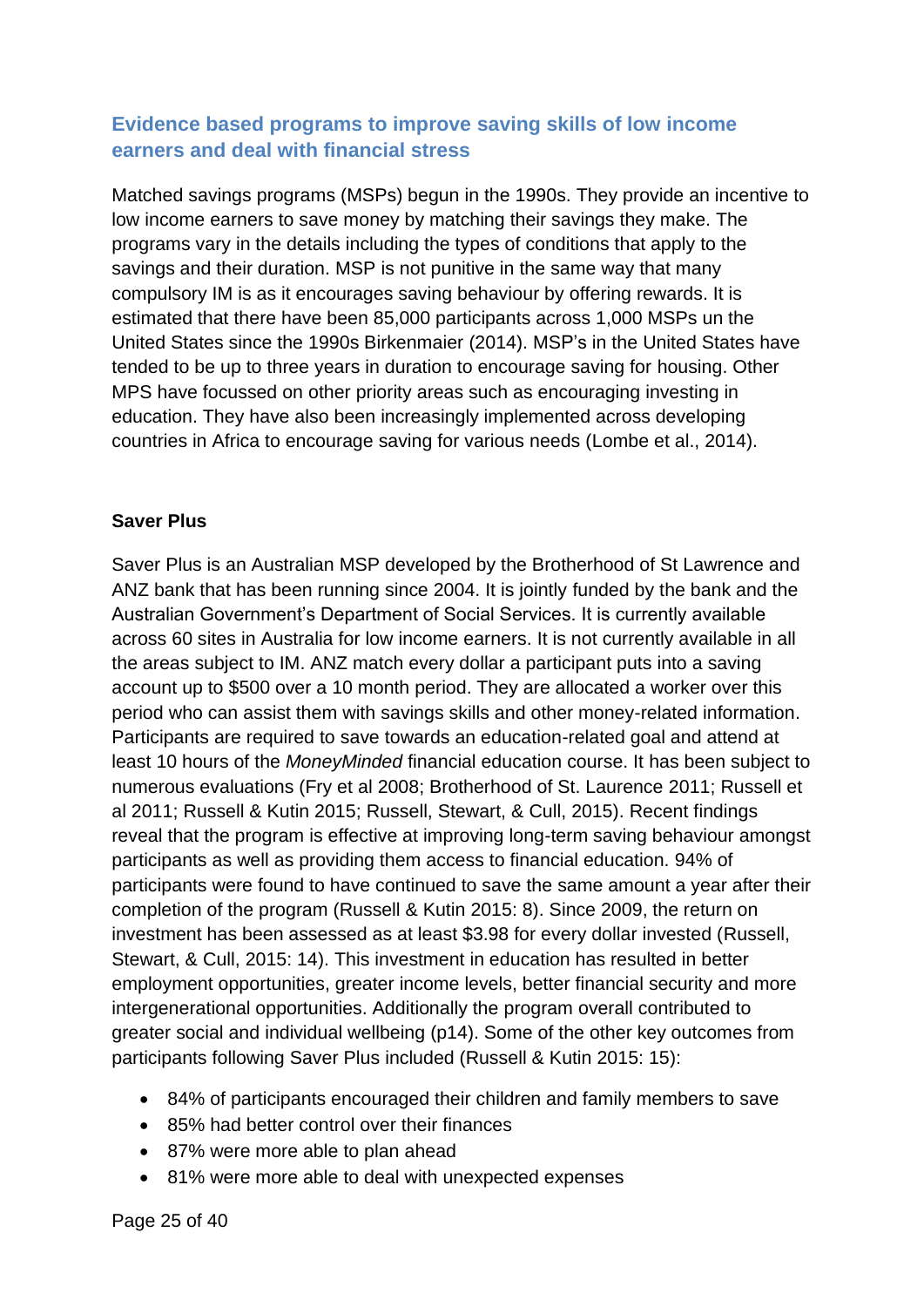## Evidence based programs to improve saving skills of low income earners and deal with financial stress

Matched savings programs (MSPs) begun in the 1990s. They provide an incentive to low income earners to save money by matching their savings they make. The programs vary in the details including the types of conditions that apply to the savings and their duration. MSP is not punitive in the same way that many compulsory IM is as it encourages saving behaviour by offering rewards. It is estimated that there have been 85,000 participants across 1,000 MSPs un the United States since the 1990s Birkenmaier (2014). MSP's in the United States have tended to be up to three years in duration to encourage saving for housing. Other MPS have focussed on other priority areas such as encouraging investing in education. They have also been increasingly implemented across developing countries in Africa to encourage saving for various needs (Lombe et al., 2014).

### Saver Plus

Saver Plus is an Australian MSP developed by the Brotherhood of St Lawrence and ANZ bank that has been running since 2004. It is jointly funded by the bank and the Australian Government's Department of Social Services. It is currently available across 60 sites in Australia for low income earners. It is not currently available in all the areas subject to IM. ANZ match every dollar a participant puts into a saving account up to $500 over a 10 month period. They are allocated a worker over this period who can assist them with savings skills and other money-related information. Participants are required to save towards an education-related goal and attend at least 10 hours of the *MoneyMinded* financial education course. It has been subject to numerous evaluations (Fry et al 2008; Brotherhood of St. Laurence 2011; Russell et al 2011; Russell & Kutin 2015; Russell, Stewart, & Cull, 2015). Recent findings reveal that the program is effective at improving long-term saving behaviour amongst participants as well as providing them access to financial education. 94% of participants were found to have continued to save the same amount a year after their completion of the program (Russell & Kutin 2015: 8). Since 2009, the return on investment has been assessed as at least $3.98 for every dollar invested (Russell, Stewart, & Cull, 2015: 14). This investment in education has resulted in better employment opportunities, greater income levels, better financial security and more intergenerational opportunities. Additionally the program overall contributed to greater social and individual wellbeing (p14). Some of the other key outcomes from participants following Saver Plus included (Russell & Kutin 2015: 15):

- 84% of participants encouraged their children and family members to save
- 85% had better control over their finances
- 87% were more able to plan ahead
- 81% were more able to deal with unexpected expenses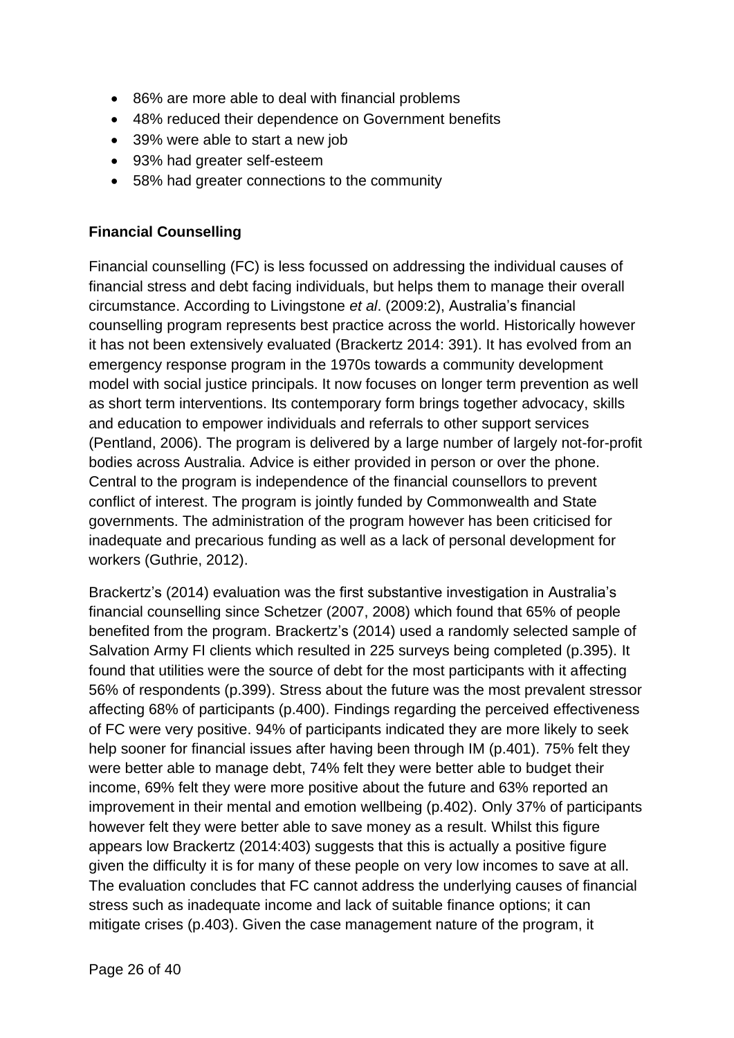- 86% are more able to deal with financial problems
- 48% reduced their dependence on Government benefits
- 39% were able to start a new job
- 93% had greater self-esteem
- 58% had greater connections to the community

**Financial Counselling**

Financial counselling (FC) is less focussed on addressing the individual causes of financial stress and debt facing individuals, but helps them to manage their overall circumstance. According to Livingstone *et al*. (2009:2), Australia's financial counselling program represents best practice across the world. Historically however it has not been extensively evaluated (Brackertz 2014: 391). It has evolved from an emergency response program in the 1970s towards a community development model with social justice principals. It now focuses on longer term prevention as well as short term interventions. Its contemporary form brings together advocacy, skills and education to empower individuals and referrals to other support services (Pentland, 2006). The program is delivered by a large number of largely not-for-profit bodies across Australia. Advice is either provided in person or over the phone. Central to the program is independence of the financial counsellors to prevent conflict of interest. The program is jointly funded by Commonwealth and State governments. The administration of the program however has been criticised for inadequate and precarious funding as well as a lack of personal development for workers (Guthrie, 2012).

Brackertz's (2014) evaluation was the first substantive investigation in Australia's financial counselling since Schetzer (2007, 2008) which found that 65% of people benefited from the program. Brackertz's (2014) used a randomly selected sample of Salvation Army FI clients which resulted in 225 surveys being completed (p.395). It found that utilities were the source of debt for the most participants with it affecting 56% of respondents (p.399). Stress about the future was the most prevalent stressor affecting 68% of participants (p.400). Findings regarding the perceived effectiveness of FC were very positive. 94% of participants indicated they are more likely to seek help sooner for financial issues after having been through IM (p.401). 75% felt they were better able to manage debt, 74% felt they were better able to budget their income, 69% felt they were more positive about the future and 63% reported an improvement in their mental and emotion wellbeing (p.402). Only 37% of participants however felt they were better able to save money as a result. Whilst this figure appears low Brackertz (2014:403) suggests that this is actually a positive figure given the difficulty it is for many of these people on very low incomes to save at all. The evaluation concludes that FC cannot address the underlying causes of financial stress such as inadequate income and lack of suitable finance options; it can mitigate crises (p.403). Given the case management nature of the program, it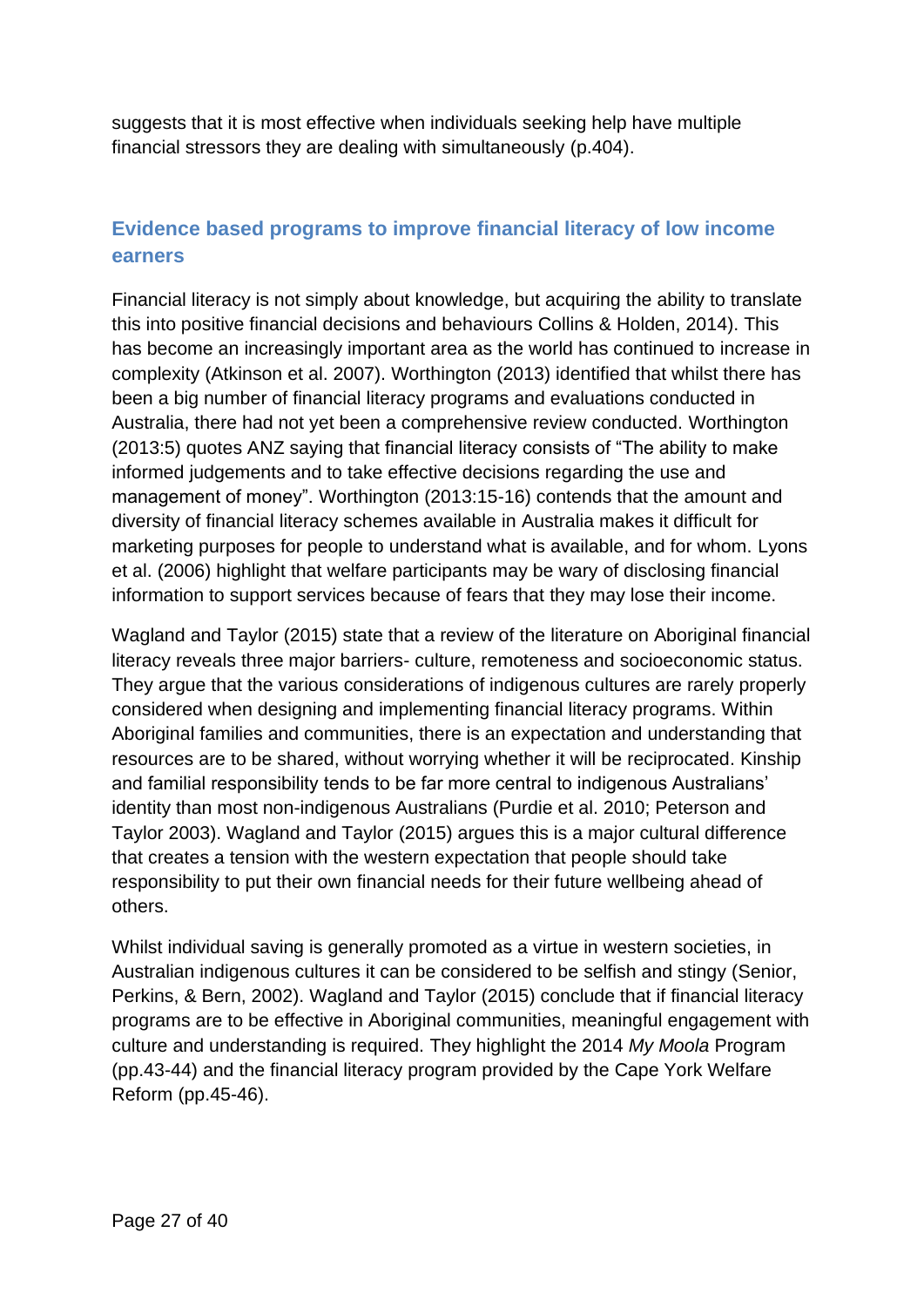suggests that it is most effective when individuals seeking help have multiple financial stressors they are dealing with simultaneously (p.404).

## Evidence based programs to improve financial literacy of low income earners

Financial literacy is not simply about knowledge, but acquiring the ability to translate this into positive financial decisions and behaviours Collins & Holden, 2014). This has become an increasingly important area as the world has continued to increase in complexity (Atkinson et al. 2007). Worthington (2013) identified that whilst there has been a big number of financial literacy programs and evaluations conducted in Australia, there had not yet been a comprehensive review conducted. Worthington (2013:5) quotes ANZ saying that financial literacy consists of "The ability to make informed judgements and to take effective decisions regarding the use and management of money". Worthington (2013:15-16) contends that the amount and diversity of financial literacy schemes available in Australia makes it difficult for marketing purposes for people to understand what is available, and for whom. Lyons et al. (2006) highlight that welfare participants may be wary of disclosing financial information to support services because of fears that they may lose their income.

Wagland and Taylor (2015) state that a review of the literature on Aboriginal financial literacy reveals three major barriers- culture, remoteness and socioeconomic status. They argue that the various considerations of indigenous cultures are rarely properly considered when designing and implementing financial literacy programs. Within Aboriginal families and communities, there is an expectation and understanding that resources are to be shared, without worrying whether it will be reciprocated. Kinship and familial responsibility tends to be far more central to indigenous Australians' identity than most non-indigenous Australians (Purdie et al. 2010; Peterson and Taylor 2003). Wagland and Taylor (2015) argues this is a major cultural difference that creates a tension with the western expectation that people should take responsibility to put their own financial needs for their future wellbeing ahead of others.

Whilst individual saving is generally promoted as a virtue in western societies, in Australian indigenous cultures it can be considered to be selfish and stingy (Senior, Perkins, & Bern, 2002). Wagland and Taylor (2015) conclude that if financial literacy programs are to be effective in Aboriginal communities, meaningful engagement with culture and understanding is required. They highlight the 2014 *My Moola* Program (pp.43-44) and the financial literacy program provided by the Cape York Welfare Reform (pp.45-46).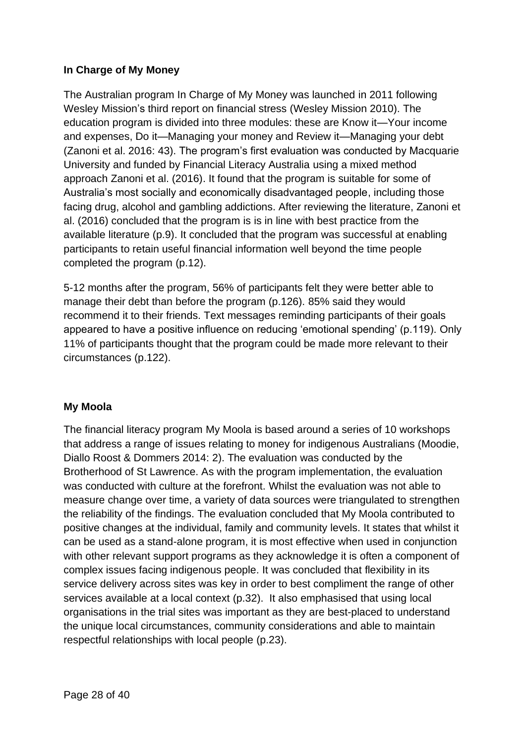**In Charge of My Money**

The Australian program In Charge of My Money was launched in 2011 following Wesley Mission's third report on financial stress (Wesley Mission 2010). The education program is divided into three modules: these are Know it—Your income and expenses, Do it—Managing your money and Review it—Managing your debt (Zanoni et al. 2016: 43). The program's first evaluation was conducted by Macquarie University and funded by Financial Literacy Australia using a mixed method approach Zanoni et al. (2016). It found that the program is suitable for some of Australia's most socially and economically disadvantaged people, including those facing drug, alcohol and gambling addictions. After reviewing the literature, Zanoni et al. (2016) concluded that the program is is in line with best practice from the available literature (p.9). It concluded that the program was successful at enabling participants to retain useful financial information well beyond the time people completed the program (p.12).

5-12 months after the program, 56% of participants felt they were better able to manage their debt than before the program (p.126). 85% said they would recommend it to their friends. Text messages reminding participants of their goals appeared to have a positive influence on reducing 'emotional spending' (p.119). Only 11% of participants thought that the program could be made more relevant to their circumstances (p.122).

**My Moola**

The financial literacy program My Moola is based around a series of 10 workshops that address a range of issues relating to money for indigenous Australians (Moodie, Diallo Roost & Dommers 2014: 2). The evaluation was conducted by the Brotherhood of St Lawrence. As with the program implementation, the evaluation was conducted with culture at the forefront. Whilst the evaluation was not able to measure change over time, a variety of data sources were triangulated to strengthen the reliability of the findings. The evaluation concluded that My Moola contributed to positive changes at the individual, family and community levels. It states that whilst it can be used as a stand-alone program, it is most effective when used in conjunction with other relevant support programs as they acknowledge it is often a component of complex issues facing indigenous people. It was concluded that flexibility in its service delivery across sites was key in order to best compliment the range of other services available at a local context (p.32). It also emphasised that using local organisations in the trial sites was important as they are best-placed to understand the unique local circumstances, community considerations and able to maintain respectful relationships with local people (p.23).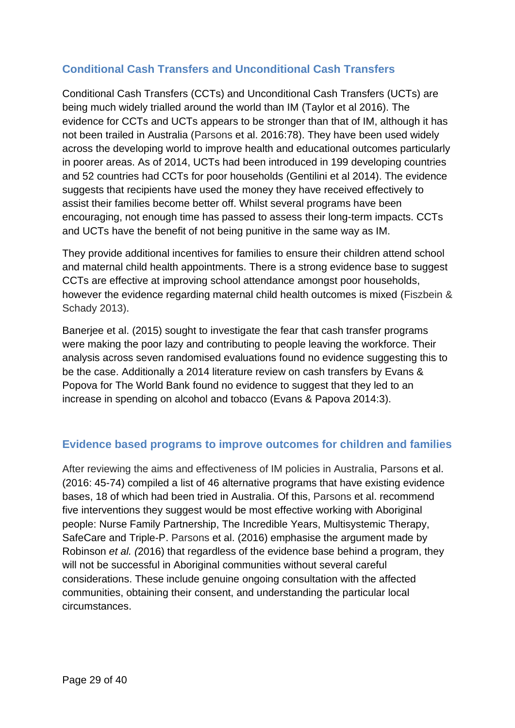## Conditional Cash Transfers and Unconditional Cash Transfers

Conditional Cash Transfers (CCTs) and Unconditional Cash Transfers (UCTs) are being much widely trialled around the world than IM (Taylor et al 2016). The evidence for CCTs and UCTs appears to be stronger than that of IM, although it has not been trailed in Australia (Parsons et al. 2016:78). They have been used widely across the developing world to improve health and educational outcomes particularly in poorer areas. As of 2014, UCTs had been introduced in 199 developing countries and 52 countries had CCTs for poor households (Gentilini et al 2014). The evidence suggests that recipients have used the money they have received effectively to assist their families become better off. Whilst several programs have been encouraging, not enough time has passed to assess their long-term impacts. CCTs and UCTs have the benefit of not being punitive in the same way as IM.

They provide additional incentives for families to ensure their children attend school and maternal child health appointments. There is a strong evidence base to suggest CCTs are effective at improving school attendance amongst poor households, however the evidence regarding maternal child health outcomes is mixed (Fiszbein & Schady 2013).

Banerjee et al. (2015) sought to investigate the fear that cash transfer programs were making the poor lazy and contributing to people leaving the workforce. Their analysis across seven randomised evaluations found no evidence suggesting this to be the case. Additionally a 2014 literature review on cash transfers by Evans & Popova for The World Bank found no evidence to suggest that they led to an increase in spending on alcohol and tobacco (Evans & Papova 2014:3).

## Evidence based programs to improve outcomes for children and families

After reviewing the aims and effectiveness of IM policies in Australia, Parsons et al. (2016: 45-74) compiled a list of 46 alternative programs that have existing evidence bases, 18 of which had been tried in Australia. Of this, Parsons et al. recommend five interventions they suggest would be most effective working with Aboriginal people: Nurse Family Partnership, The Incredible Years, Multisystemic Therapy, SafeCare and Triple-P. Parsons et al. (2016) emphasise the argument made by Robinson *et al. (*2016) that regardless of the evidence base behind a program, they will not be successful in Aboriginal communities without several careful considerations. These include genuine ongoing consultation with the affected communities, obtaining their consent, and understanding the particular local circumstances.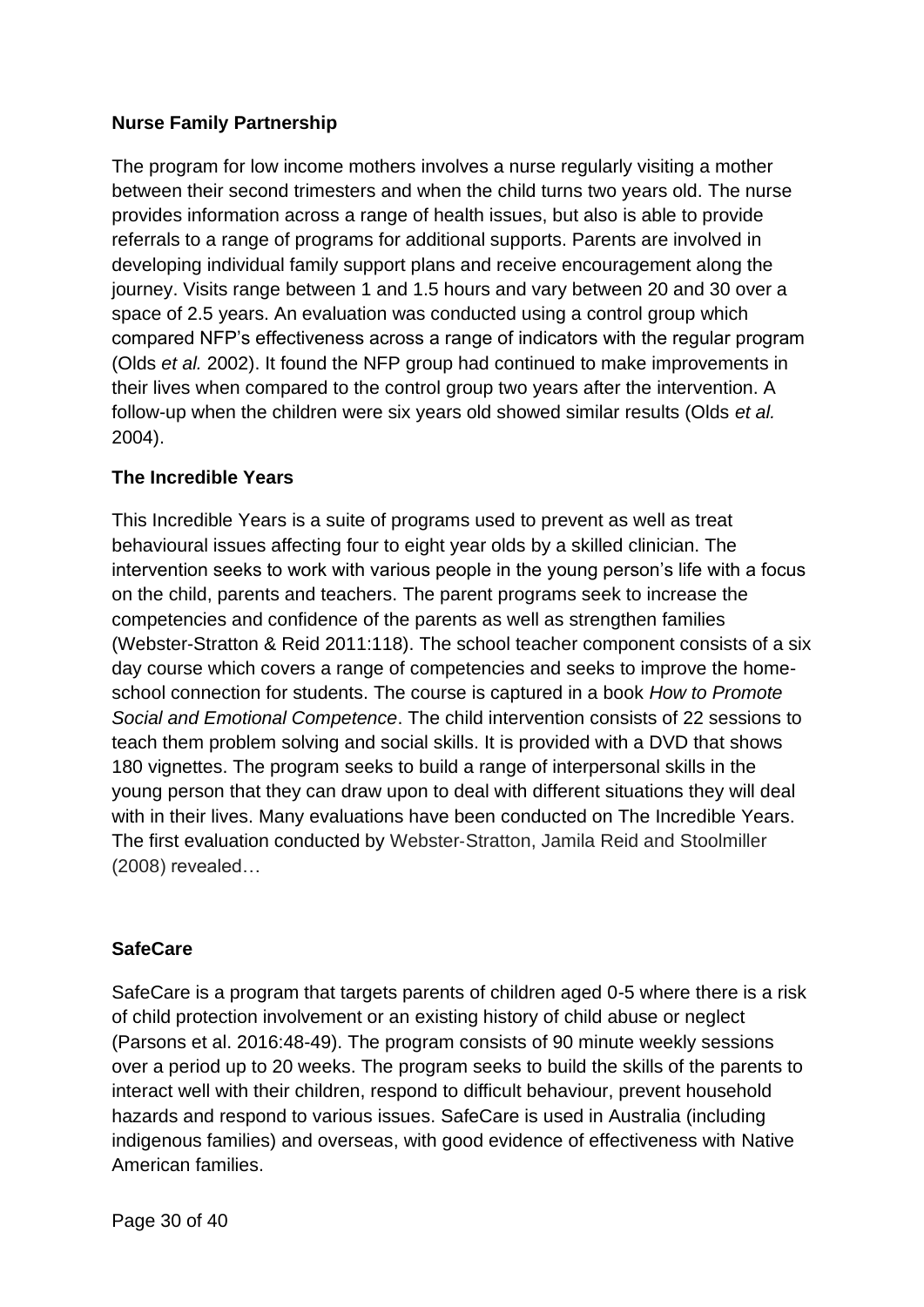**Nurse Family Partnership**

The program for low income mothers involves a nurse regularly visiting a mother between their second trimesters and when the child turns two years old. The nurse provides information across a range of health issues, but also is able to provide referrals to a range of programs for additional supports. Parents are involved in developing individual family support plans and receive encouragement along the journey. Visits range between 1 and 1.5 hours and vary between 20 and 30 over a space of 2.5 years. An evaluation was conducted using a control group which compared NFP's effectiveness across a range of indicators with the regular program (Olds *et al.* 2002). It found the NFP group had continued to make improvements in their lives when compared to the control group two years after the intervention. A follow-up when the children were six years old showed similar results (Olds *et al.* 2004).

**The Incredible Years**

This Incredible Years is a suite of programs used to prevent as well as treat behavioural issues affecting four to eight year olds by a skilled clinician. The intervention seeks to work with various people in the young person's life with a focus on the child, parents and teachers. The parent programs seek to increase the competencies and confidence of the parents as well as strengthen families (Webster-Stratton & Reid 2011:118). The school teacher component consists of a six day course which covers a range of competencies and seeks to improve the home-school connection for students. The course is captured in a book *How to Promote Social and Emotional Competence*. The child intervention consists of 22 sessions to teach them problem solving and social skills. It is provided with a DVD that shows 180 vignettes. The program seeks to build a range of interpersonal skills in the young person that they can draw upon to deal with different situations they will deal with in their lives. Many evaluations have been conducted on The Incredible Years. The first evaluation conducted by Webster-Stratton, Jamila Reid and Stoolmiller (2008) revealed…

**SafeCare**

SafeCare is a program that targets parents of children aged 0-5 where there is a risk of child protection involvement or an existing history of child abuse or neglect (Parsons et al. 2016:48-49). The program consists of 90 minute weekly sessions over a period up to 20 weeks. The program seeks to build the skills of the parents to interact well with their children, respond to difficult behaviour, prevent household hazards and respond to various issues. SafeCare is used in Australia (including indigenous families) and overseas, with good evidence of effectiveness with Native American families.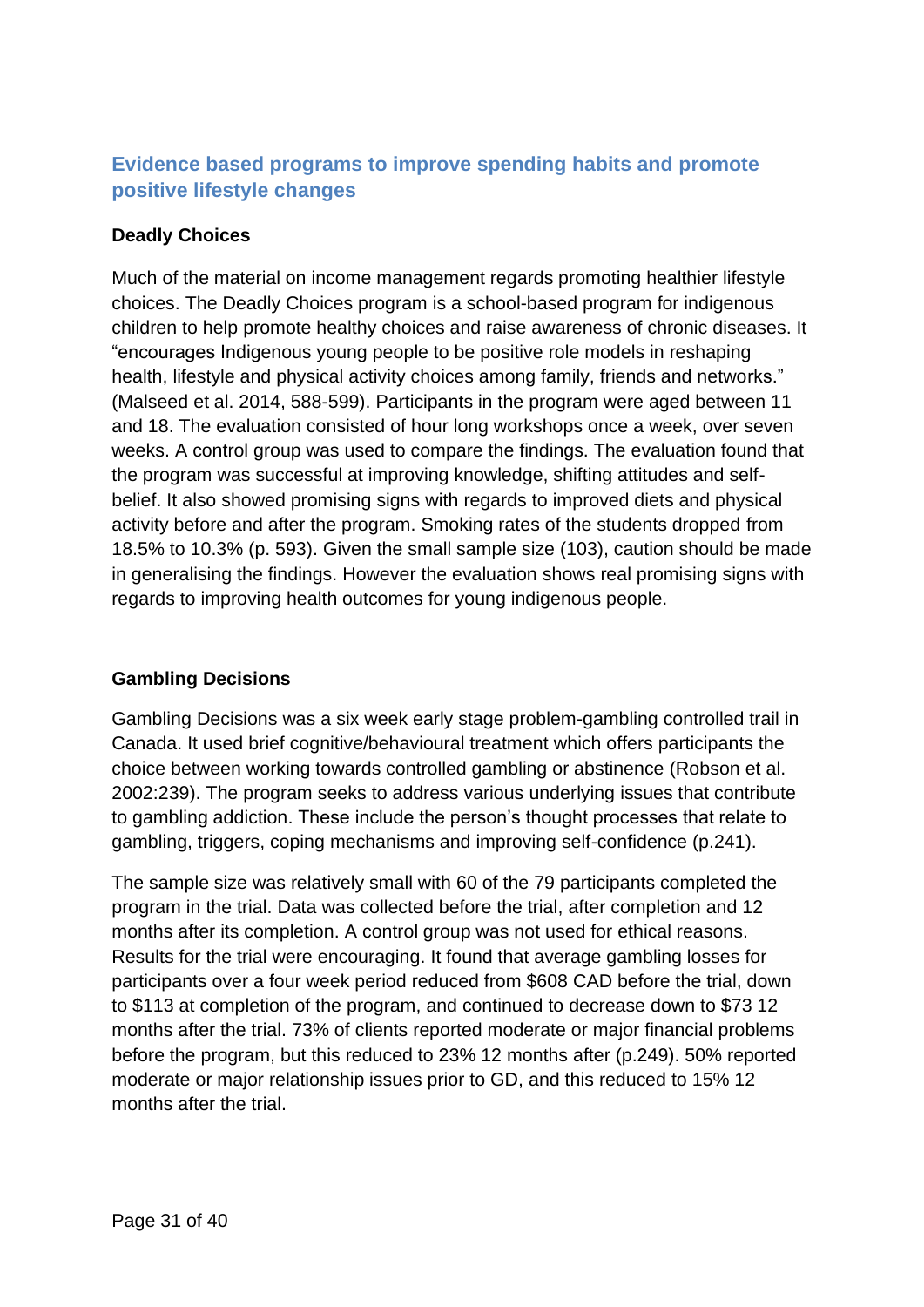## Evidence based programs to improve spending habits and promote positive lifestyle changes

### Deadly Choices

Much of the material on income management regards promoting healthier lifestyle choices. The Deadly Choices program is a school-based program for indigenous children to help promote healthy choices and raise awareness of chronic diseases. It "encourages Indigenous young people to be positive role models in reshaping health, lifestyle and physical activity choices among family, friends and networks." (Malseed et al. 2014, 588-599). Participants in the program were aged between 11 and 18. The evaluation consisted of hour long workshops once a week, over seven weeks. A control group was used to compare the findings. The evaluation found that the program was successful at improving knowledge, shifting attitudes and self-belief. It also showed promising signs with regards to improved diets and physical activity before and after the program. Smoking rates of the students dropped from 18.5% to 10.3% (p. 593). Given the small sample size (103), caution should be made in generalising the findings. However the evaluation shows real promising signs with regards to improving health outcomes for young indigenous people.

### Gambling Decisions

Gambling Decisions was a six week early stage problem-gambling controlled trail in Canada. It used brief cognitive/behavioural treatment which offers participants the choice between working towards controlled gambling or abstinence (Robson et al. 2002:239). The program seeks to address various underlying issues that contribute to gambling addiction. These include the person's thought processes that relate to gambling, triggers, coping mechanisms and improving self-confidence (p.241).

The sample size was relatively small with 60 of the 79 participants completed the program in the trial. Data was collected before the trial, after completion and 12 months after its completion. A control group was not used for ethical reasons. Results for the trial were encouraging. It found that average gambling losses for participants over a four week period reduced from $608 CAD before the trial, down to $113 at completion of the program, and continued to decrease down to $73 12 months after the trial. 73% of clients reported moderate or major financial problems before the program, but this reduced to 23% 12 months after (p.249). 50% reported moderate or major relationship issues prior to GD, and this reduced to 15% 12 months after the trial.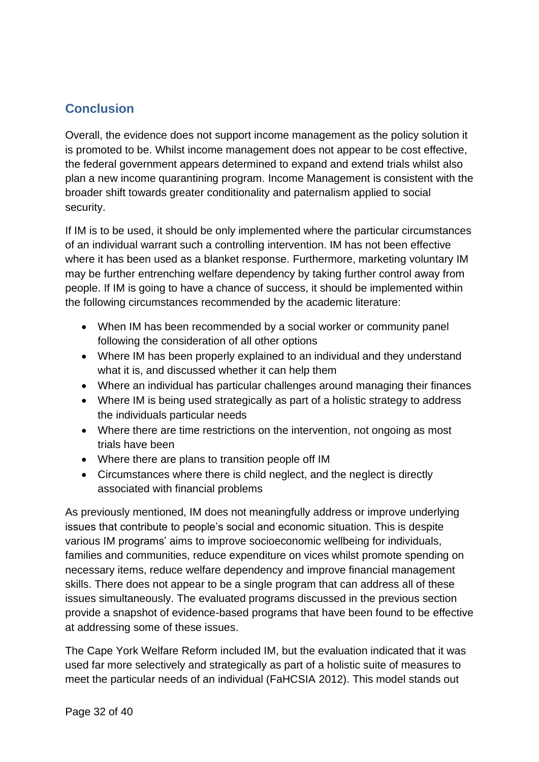## Conclusion

Overall, the evidence does not support income management as the policy solution it is promoted to be. Whilst income management does not appear to be cost effective, the federal government appears determined to expand and extend trials whilst also plan a new income quarantining program. Income Management is consistent with the broader shift towards greater conditionality and paternalism applied to social security.

If IM is to be used, it should be only implemented where the particular circumstances of an individual warrant such a controlling intervention. IM has not been effective where it has been used as a blanket response. Furthermore, marketing voluntary IM may be further entrenching welfare dependency by taking further control away from people. If IM is going to have a chance of success, it should be implemented within the following circumstances recommended by the academic literature:

- When IM has been recommended by a social worker or community panel following the consideration of all other options
- Where IM has been properly explained to an individual and they understand what it is, and discussed whether it can help them
- Where an individual has particular challenges around managing their finances
- Where IM is being used strategically as part of a holistic strategy to address the individuals particular needs
- Where there are time restrictions on the intervention, not ongoing as most trials have been
- Where there are plans to transition people off IM
- Circumstances where there is child neglect, and the neglect is directly associated with financial problems

As previously mentioned, IM does not meaningfully address or improve underlying issues that contribute to people's social and economic situation. This is despite various IM programs' aims to improve socioeconomic wellbeing for individuals, families and communities, reduce expenditure on vices whilst promote spending on necessary items, reduce welfare dependency and improve financial management skills. There does not appear to be a single program that can address all of these issues simultaneously. The evaluated programs discussed in the previous section provide a snapshot of evidence-based programs that have been found to be effective at addressing some of these issues.

The Cape York Welfare Reform included IM, but the evaluation indicated that it was used far more selectively and strategically as part of a holistic suite of measures to meet the particular needs of an individual (FaHCSIA 2012). This model stands out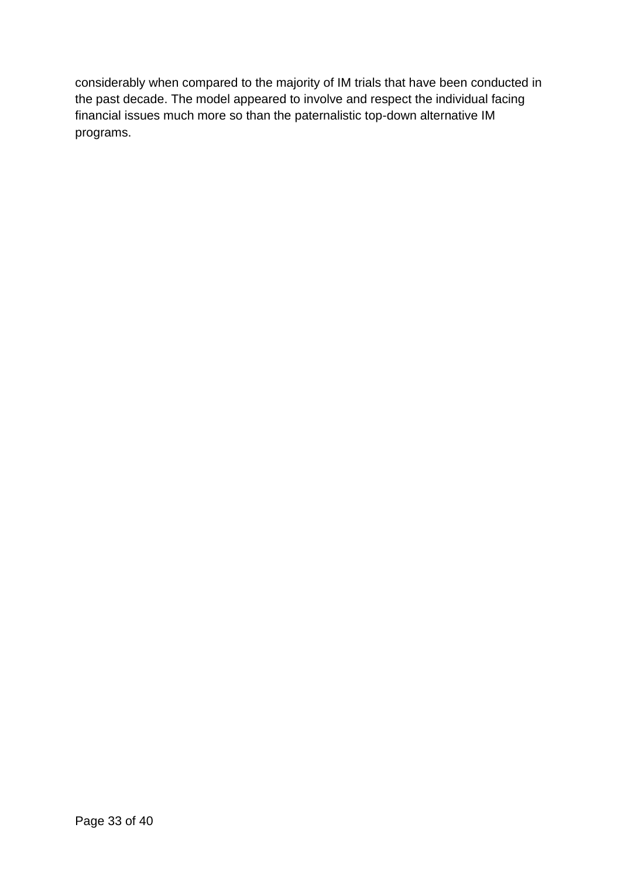considerably when compared to the majority of IM trials that have been conducted in the past decade. The model appeared to involve and respect the individual facing financial issues much more so than the paternalistic top-down alternative IM programs.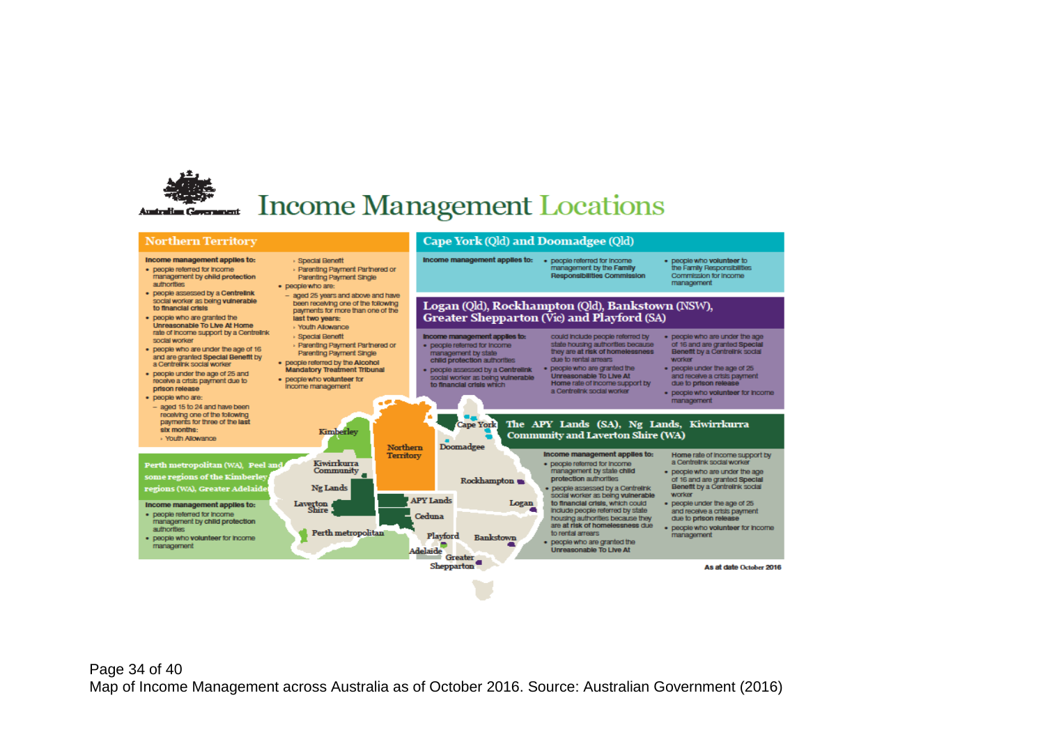Australian Government

# Income Management Locations

## Northern Territory

**Income management applies to:**

- people referred for income management by **child protection** authorities
- people assessed by a **Centrelink** social worker as being **vulnerable to financial crisis**
- people who are granted the **Unreasonable To Live At Home** rate of income support by a Centrelink social worker
- people who are under the age of 16 and are granted **Special Benefit** by a Centrelink social worker
- people under the age of 25 and receive a crisis payment due to **prison release**
- people who are:
  - aged 15 to 24 and have been receiving one of the following payments for three of the **last six months**:
    - Youth Allowance
    - Special Benefit
    - Parenting Payment Partnered or Parenting Payment Single
- people who are:
  - aged 25 years and above and have been receiving one of the following payments for more than one of the **last two years**:
    - Youth Allowance
    - Special Benefit
    - Parenting Payment Partnered or Parenting Payment Single
- people referred by the **Alcohol Mandatory Treatment Tribunal**
- people who **volunteer** for income management

## Cape York (Qld) and Doomadgee (Qld)

**Income management applies to:**

- people referred for income management by the **Family Responsibilities Commission**
- people who **volunteer** to the Family Responsibilities Commission for income management

## Logan (Qld), Rockhampton (Qld), Bankstown (NSW), Greater Shepparton (Vic) and Playford (SA)

**Income management applies to:**

- people referred for income management by state **child protection** authorities
- people assessed by a **Centrelink** social worker as being **vulnerable to financial crisis** which could include people referred by state housing authorities because they are **at risk of homelessness** due to rental arrears
- people who are granted the **Unreasonable To Live At Home** rate of income support by a Centrelink social worker
- people who are under the age of 16 and are granted **Special Benefit** by a Centrelink social worker
- people under the age of 25 and receive a crisis payment due to **prison release**
- people who **volunteer** for income management

## The APY Lands (SA), Ng Lands, Kiwirrkurra Community and Laverton Shire (WA)

**Income management applies to:**

- people referred for income management by state **child protection** authorities
- people assessed by a Centrelink social worker as being **vulnerable to financial crisis**, which could include people referred by state housing authorities because they are at risk of homelessness due to rental arrears
- people who are granted the **Unreasonable To Live At Home** rate of income support by a Centrelink social worker
- people who are under the age of 16 and are granted **Special Benefit** by a Centrelink social worker
- people under the age of 25 and receive a crisis payment due to **prison release**
- people who **volunteer** for income management

## Perth metropolitan (WA), Peel and some regions of the Kimberley regions (WA), Greater Adelaide

**Income management applies to:**

- people referred for income management by **child protection** authorities
- people who **volunteer** for income management

Kimberley, Kiwirrkurra Community, Ng Lands, Laverton Shire, Perth metropolitan, Northern Territory, APY Lands, Ceduna, Playford, Adelaide, Cape York, Doomadgee, Rockhampton, Logan, Bankstown, Greater Shepparton

As at date October 2016

Map of Income Management across Australia as of October 2016. Source: Australian Government (2016)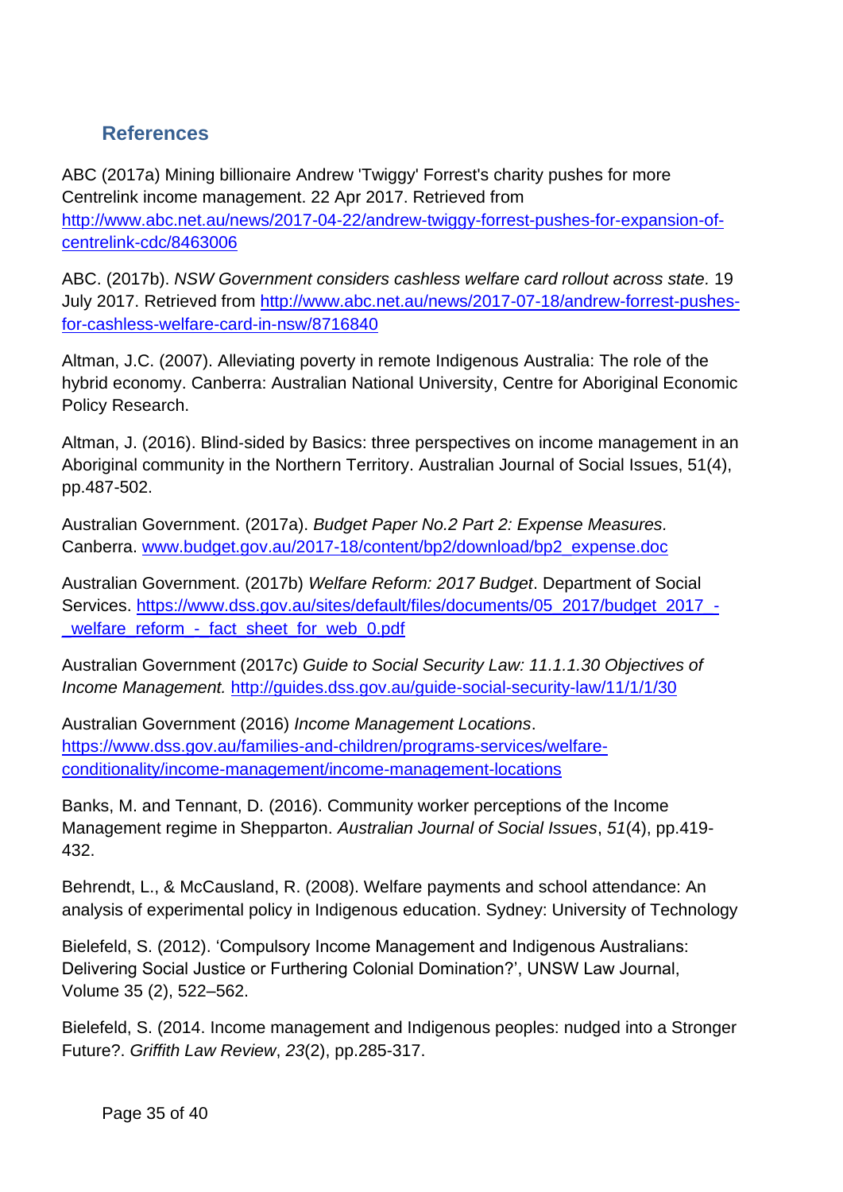## References

ABC (2017a) Mining billionaire Andrew 'Twiggy' Forrest's charity pushes for more Centrelink income management. 22 Apr 2017. Retrieved from http://www.abc.net.au/news/2017-04-22/andrew-twiggy-forrest-pushes-for-expansion-of-centrelink-cdc/8463006

ABC. (2017b). *NSW Government considers cashless welfare card rollout across state.* 19 July 2017. Retrieved from http://www.abc.net.au/news/2017-07-18/andrew-forrest-pushes-for-cashless-welfare-card-in-nsw/8716840

Altman, J.C. (2007). Alleviating poverty in remote Indigenous Australia: The role of the hybrid economy. Canberra: Australian National University, Centre for Aboriginal Economic Policy Research.

Altman, J. (2016). Blind-sided by Basics: three perspectives on income management in an Aboriginal community in the Northern Territory. Australian Journal of Social Issues, 51(4), pp.487-502.

Australian Government. (2017a). *Budget Paper No.2 Part 2: Expense Measures.* Canberra. www.budget.gov.au/2017-18/content/bp2/download/bp2_expense.doc

Australian Government. (2017b) *Welfare Reform: 2017 Budget*. Department of Social Services. https://www.dss.gov.au/sites/default/files/documents/05_2017/budget_2017_-_welfare_reform_-_fact_sheet_for_web_0.pdf

Australian Government (2017c) *Guide to Social Security Law: 11.1.1.30 Objectives of Income Management.* http://guides.dss.gov.au/guide-social-security-law/11/1/1/30

Australian Government (2016) *Income Management Locations*. https://www.dss.gov.au/families-and-children/programs-services/welfare-conditionality/income-management/income-management-locations

Banks, M. and Tennant, D. (2016). Community worker perceptions of the Income Management regime in Shepparton. *Australian Journal of Social Issues*, *51*(4), pp.419-432.

Behrendt, L., & McCausland, R. (2008). Welfare payments and school attendance: An analysis of experimental policy in Indigenous education. Sydney: University of Technology

Bielefeld, S. (2012). 'Compulsory Income Management and Indigenous Australians: Delivering Social Justice or Furthering Colonial Domination?', UNSW Law Journal, Volume 35 (2), 522–562.

Bielefeld, S. (2014. Income management and Indigenous peoples: nudged into a Stronger Future?. *Griffith Law Review*, *23*(2), pp.285-317.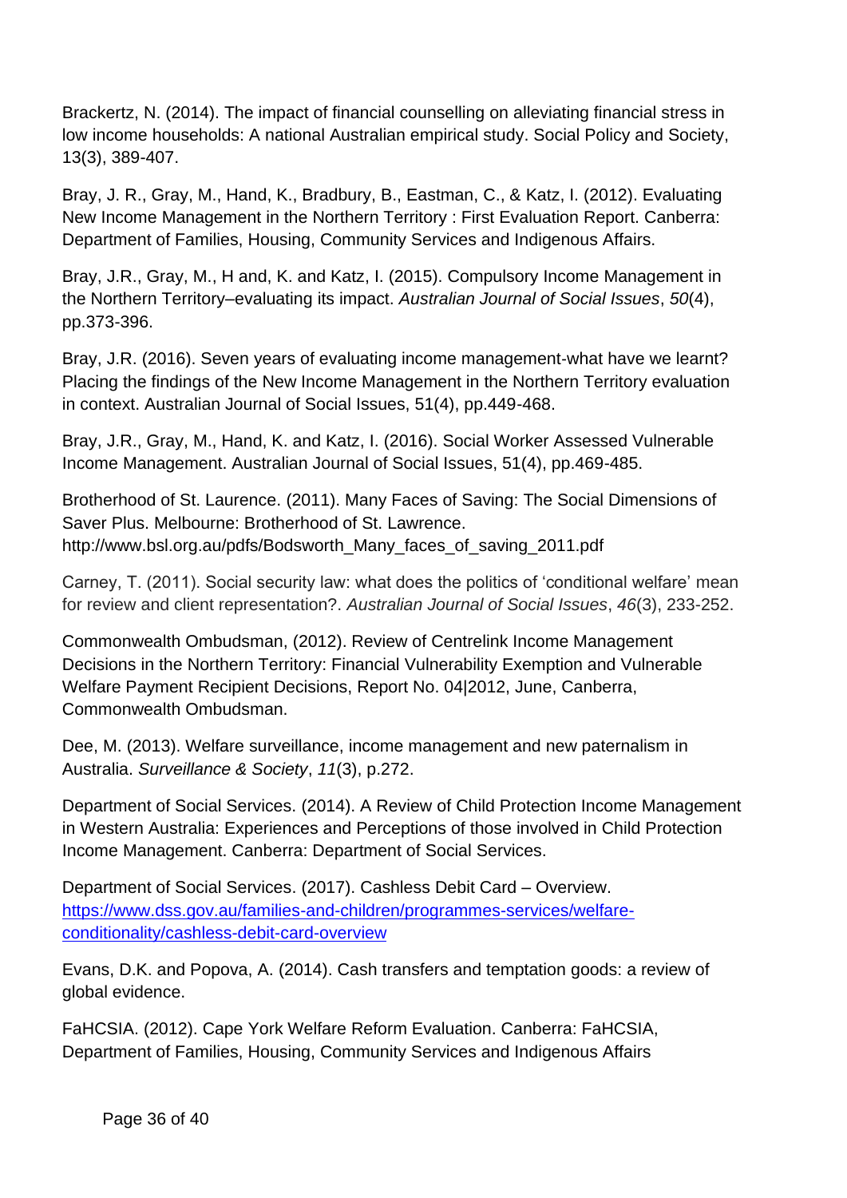Brackertz, N. (2014). The impact of financial counselling on alleviating financial stress in low income households: A national Australian empirical study. Social Policy and Society, 13(3), 389-407.

Bray, J. R., Gray, M., Hand, K., Bradbury, B., Eastman, C., & Katz, I. (2012). Evaluating New Income Management in the Northern Territory : First Evaluation Report. Canberra: Department of Families, Housing, Community Services and Indigenous Affairs.

Bray, J.R., Gray, M., H and, K. and Katz, I. (2015). Compulsory Income Management in the Northern Territory–evaluating its impact. *Australian Journal of Social Issues*, *50*(4), pp.373-396.

Bray, J.R. (2016). Seven years of evaluating income management-what have we learnt? Placing the findings of the New Income Management in the Northern Territory evaluation in context. Australian Journal of Social Issues, 51(4), pp.449-468.

Bray, J.R., Gray, M., Hand, K. and Katz, I. (2016). Social Worker Assessed Vulnerable Income Management. Australian Journal of Social Issues, 51(4), pp.469-485.

Brotherhood of St. Laurence. (2011). Many Faces of Saving: The Social Dimensions of Saver Plus. Melbourne: Brotherhood of St. Lawrence. http://www.bsl.org.au/pdfs/Bodsworth_Many_faces_of_saving_2011.pdf

Carney, T. (2011). Social security law: what does the politics of 'conditional welfare' mean for review and client representation?. *Australian Journal of Social Issues*, *46*(3), 233-252.

Commonwealth Ombudsman, (2012). Review of Centrelink Income Management Decisions in the Northern Territory: Financial Vulnerability Exemption and Vulnerable Welfare Payment Recipient Decisions, Report No. 04|2012, June, Canberra, Commonwealth Ombudsman.

Dee, M. (2013). Welfare surveillance, income management and new paternalism in Australia. *Surveillance & Society*, *11*(3), p.272.

Department of Social Services. (2014). A Review of Child Protection Income Management in Western Australia: Experiences and Perceptions of those involved in Child Protection Income Management. Canberra: Department of Social Services.

Department of Social Services. (2017). Cashless Debit Card – Overview. [https://www.dss.gov.au/families-and-children/programmes-services/welfare-conditionality/cashless-debit-card-overview](https://www.dss.gov.au/families-and-children/programmes-services/welfare-conditionality/cashless-debit-card-overview)

Evans, D.K. and Popova, A. (2014). Cash transfers and temptation goods: a review of global evidence.

FaHCSIA. (2012). Cape York Welfare Reform Evaluation. Canberra: FaHCSIA, Department of Families, Housing, Community Services and Indigenous Affairs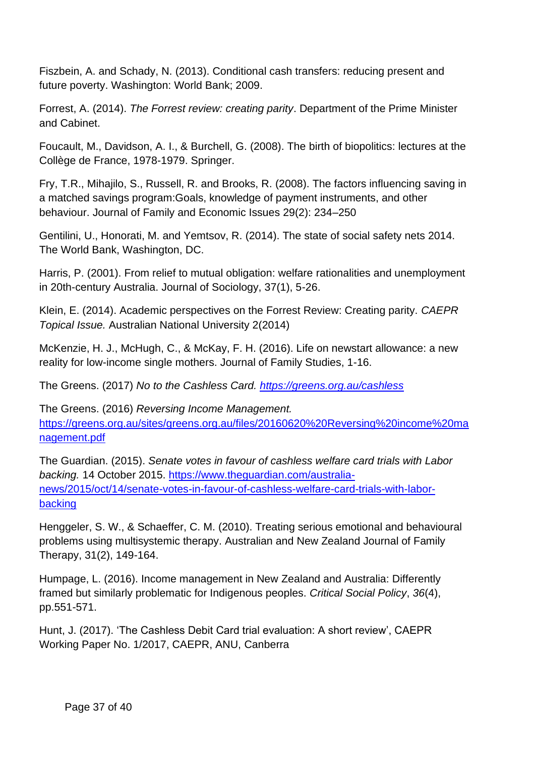Fiszbein, A. and Schady, N. (2013). Conditional cash transfers: reducing present and future poverty. Washington: World Bank; 2009.

Forrest, A. (2014). *The Forrest review: creating parity*. Department of the Prime Minister and Cabinet.

Foucault, M., Davidson, A. I., & Burchell, G. (2008). The birth of biopolitics: lectures at the Collège de France, 1978-1979. Springer.

Fry, T.R., Mihajilo, S., Russell, R. and Brooks, R. (2008). The factors influencing saving in a matched savings program:Goals, knowledge of payment instruments, and other behaviour. Journal of Family and Economic Issues 29(2): 234–250

Gentilini, U., Honorati, M. and Yemtsov, R. (2014). The state of social safety nets 2014. The World Bank, Washington, DC.

Harris, P. (2001). From relief to mutual obligation: welfare rationalities and unemployment in 20th-century Australia. Journal of Sociology, 37(1), 5-26.

Klein, E. (2014). Academic perspectives on the Forrest Review: Creating parity. *CAEPR Topical Issue.* Australian National University 2(2014)

McKenzie, H. J., McHugh, C., & McKay, F. H. (2016). Life on newstart allowance: a new reality for low-income single mothers. Journal of Family Studies, 1-16.

The Greens. (2017) *No to the Cashless Card.* *https://greens.org.au/cashless*

The Greens. (2016) *Reversing Income Management.* https://greens.org.au/sites/greens.org.au/files/20160620%20Reversing%20income%20management.pdf

The Guardian. (2015). *Senate votes in favour of cashless welfare card trials with Labor backing.* 14 October 2015. https://www.theguardian.com/australia-news/2015/oct/14/senate-votes-in-favour-of-cashless-welfare-card-trials-with-labor-backing

Henggeler, S. W., & Schaeffer, C. M. (2010). Treating serious emotional and behavioural problems using multisystemic therapy. Australian and New Zealand Journal of Family Therapy, 31(2), 149-164.

Humpage, L. (2016). Income management in New Zealand and Australia: Differently framed but similarly problematic for Indigenous peoples. *Critical Social Policy*, *36*(4), pp.551-571.

Hunt, J. (2017). 'The Cashless Debit Card trial evaluation: A short review', CAEPR Working Paper No. 1/2017, CAEPR, ANU, Canberra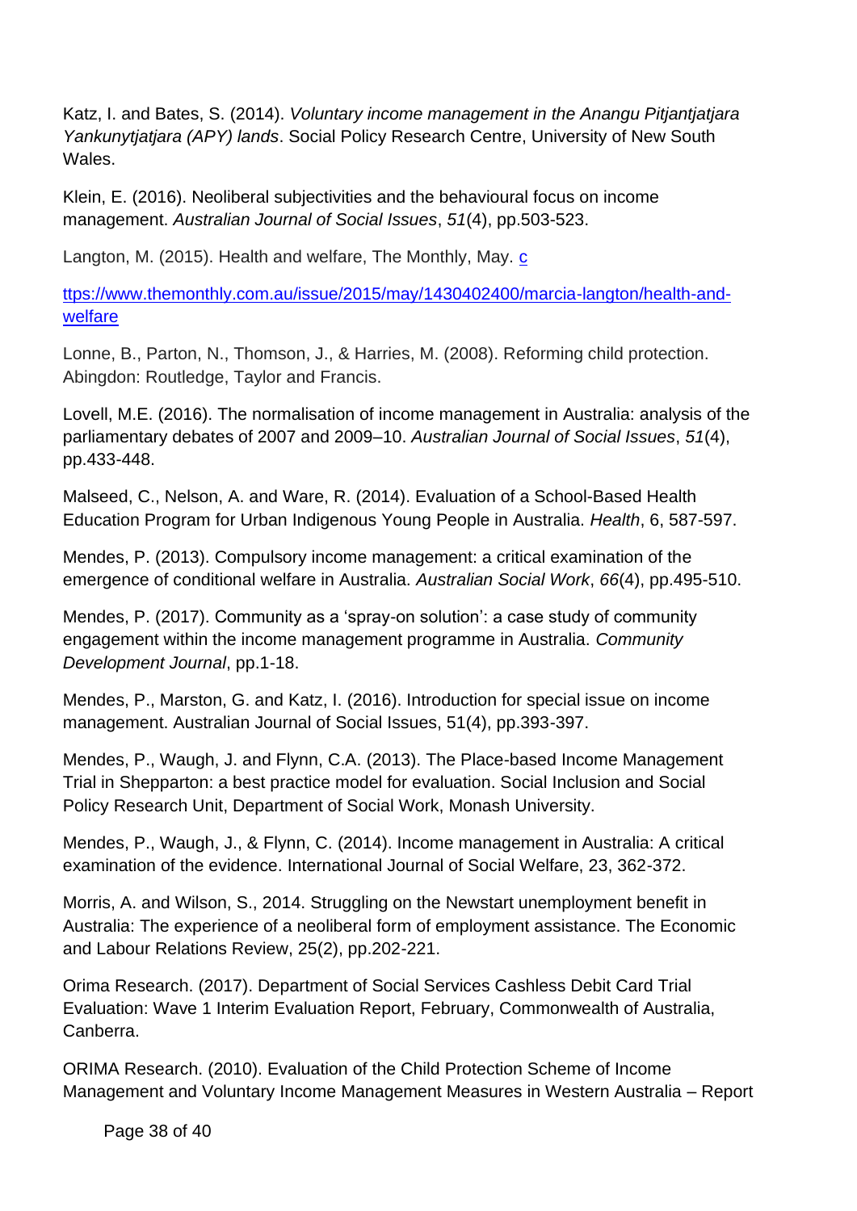Katz, I. and Bates, S. (2014). *Voluntary income management in the Anangu Pitjantjatjara Yankunytjatjara (APY) lands*. Social Policy Research Centre, University of New South Wales.

Klein, E. (2016). Neoliberal subjectivities and the behavioural focus on income management. *Australian Journal of Social Issues*, *51*(4), pp.503-523.

Langton, M. (2015). Health and welfare, The Monthly, May. c

ttps://www.themonthly.com.au/issue/2015/may/1430402400/marcia-langton/health-and-welfare

Lonne, B., Parton, N., Thomson, J., & Harries, M. (2008). Reforming child protection. Abingdon: Routledge, Taylor and Francis.

Lovell, M.E. (2016). The normalisation of income management in Australia: analysis of the parliamentary debates of 2007 and 2009–10. *Australian Journal of Social Issues*, *51*(4), pp.433-448.

Malseed, C., Nelson, A. and Ware, R. (2014). Evaluation of a School-Based Health Education Program for Urban Indigenous Young People in Australia. *Health*, 6, 587-597.

Mendes, P. (2013). Compulsory income management: a critical examination of the emergence of conditional welfare in Australia. *Australian Social Work*, *66*(4), pp.495-510.

Mendes, P. (2017). Community as a 'spray-on solution': a case study of community engagement within the income management programme in Australia. *Community Development Journal*, pp.1-18.

Mendes, P., Marston, G. and Katz, I. (2016). Introduction for special issue on income management. Australian Journal of Social Issues, 51(4), pp.393-397.

Mendes, P., Waugh, J. and Flynn, C.A. (2013). The Place-based Income Management Trial in Shepparton: a best practice model for evaluation. Social Inclusion and Social Policy Research Unit, Department of Social Work, Monash University.

Mendes, P., Waugh, J., & Flynn, C. (2014). Income management in Australia: A critical examination of the evidence. International Journal of Social Welfare, 23, 362-372.

Morris, A. and Wilson, S., 2014. Struggling on the Newstart unemployment benefit in Australia: The experience of a neoliberal form of employment assistance. The Economic and Labour Relations Review, 25(2), pp.202-221.

Orima Research. (2017). Department of Social Services Cashless Debit Card Trial Evaluation: Wave 1 Interim Evaluation Report, February, Commonwealth of Australia, Canberra.

ORIMA Research. (2010). Evaluation of the Child Protection Scheme of Income Management and Voluntary Income Management Measures in Western Australia – Report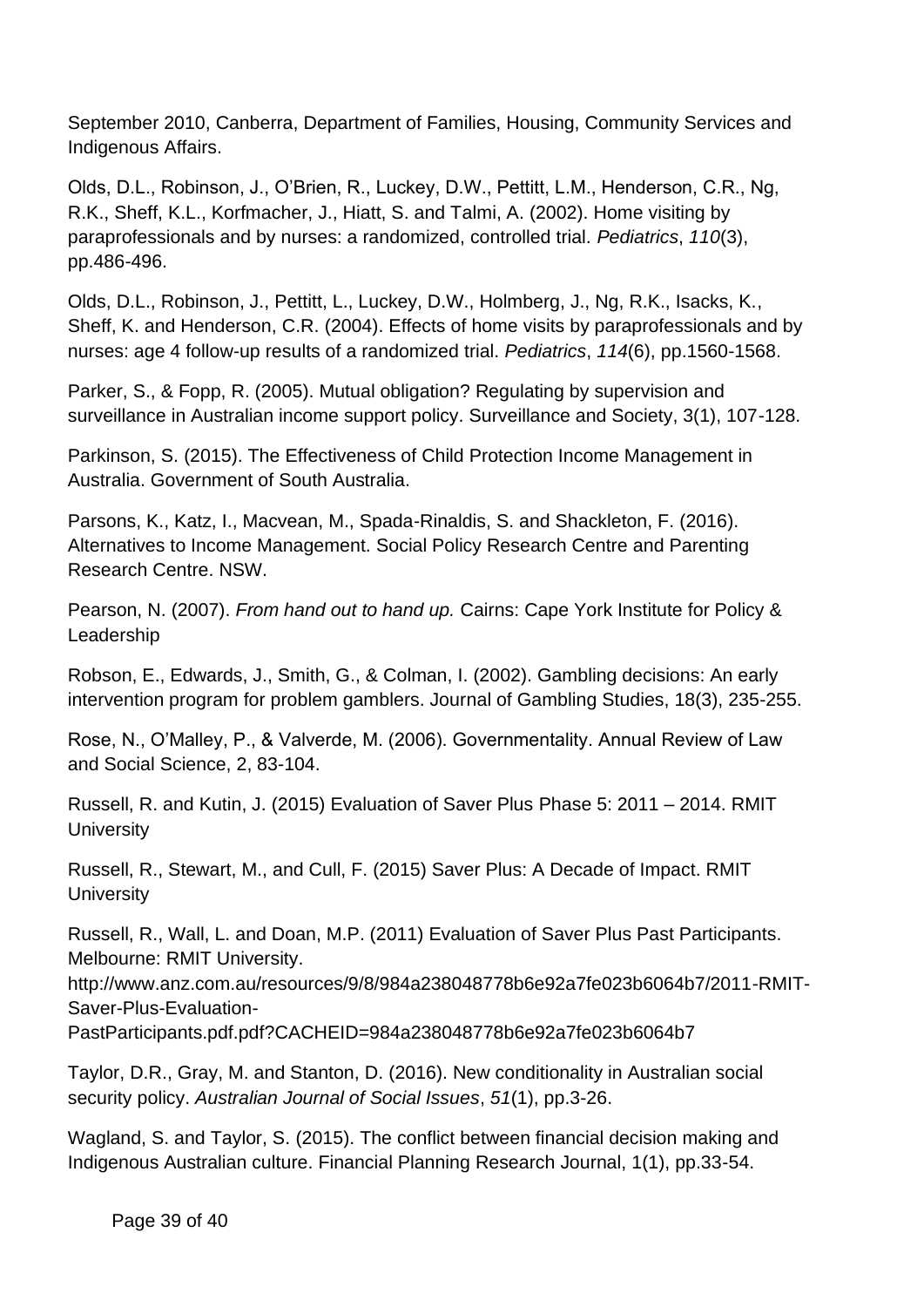September 2010, Canberra, Department of Families, Housing, Community Services and Indigenous Affairs.

Olds, D.L., Robinson, J., O'Brien, R., Luckey, D.W., Pettitt, L.M., Henderson, C.R., Ng, R.K., Sheff, K.L., Korfmacher, J., Hiatt, S. and Talmi, A. (2002). Home visiting by paraprofessionals and by nurses: a randomized, controlled trial. *Pediatrics*, *110*(3), pp.486-496.

Olds, D.L., Robinson, J., Pettitt, L., Luckey, D.W., Holmberg, J., Ng, R.K., Isacks, K., Sheff, K. and Henderson, C.R. (2004). Effects of home visits by paraprofessionals and by nurses: age 4 follow-up results of a randomized trial. *Pediatrics*, *114*(6), pp.1560-1568.

Parker, S., & Fopp, R. (2005). Mutual obligation? Regulating by supervision and surveillance in Australian income support policy. Surveillance and Society, 3(1), 107-128.

Parkinson, S. (2015). The Effectiveness of Child Protection Income Management in Australia. Government of South Australia.

Parsons, K., Katz, I., Macvean, M., Spada-Rinaldis, S. and Shackleton, F. (2016). Alternatives to Income Management. Social Policy Research Centre and Parenting Research Centre. NSW.

Pearson, N. (2007). *From hand out to hand up.* Cairns: Cape York Institute for Policy & Leadership

Robson, E., Edwards, J., Smith, G., & Colman, I. (2002). Gambling decisions: An early intervention program for problem gamblers. Journal of Gambling Studies, 18(3), 235-255.

Rose, N., O'Malley, P., & Valverde, M. (2006). Governmentality. Annual Review of Law and Social Science, 2, 83-104.

Russell, R. and Kutin, J. (2015) Evaluation of Saver Plus Phase 5: 2011 – 2014. RMIT University

Russell, R., Stewart, M., and Cull, F. (2015) Saver Plus: A Decade of Impact. RMIT University

Russell, R., Wall, L. and Doan, M.P. (2011) Evaluation of Saver Plus Past Participants. Melbourne: RMIT University.
http://www.anz.com.au/resources/9/8/984a238048778b6e92a7fe023b6064b7/2011-RMIT-Saver-Plus-Evaluation-PastParticipants.pdf.pdf?CACHEID=984a238048778b6e92a7fe023b6064b7

Taylor, D.R., Gray, M. and Stanton, D. (2016). New conditionality in Australian social security policy. *Australian Journal of Social Issues*, *51*(1), pp.3-26.

Wagland, S. and Taylor, S. (2015). The conflict between financial decision making and Indigenous Australian culture. Financial Planning Research Journal, 1(1), pp.33-54.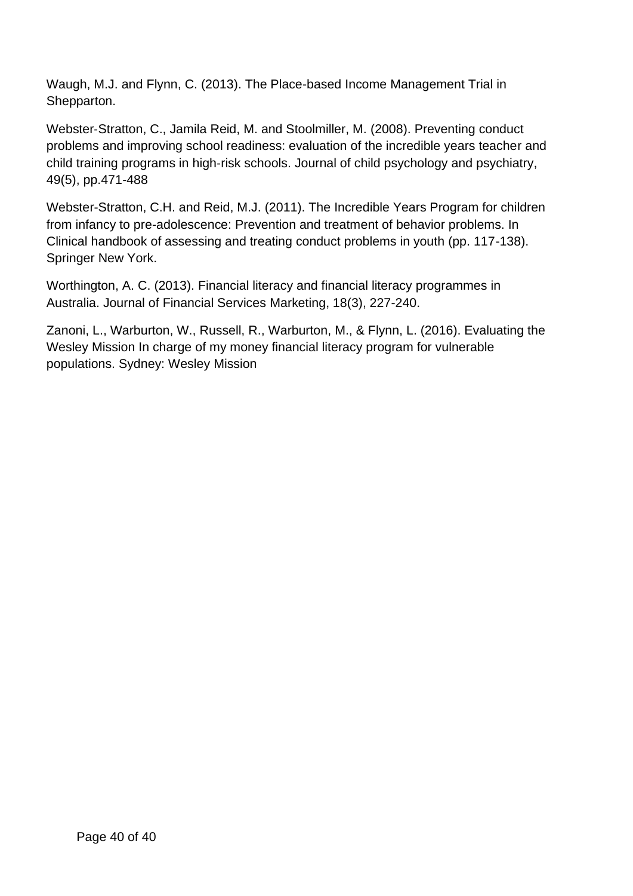Waugh, M.J. and Flynn, C. (2013). The Place-based Income Management Trial in Shepparton.

Webster-Stratton, C., Jamila Reid, M. and Stoolmiller, M. (2008). Preventing conduct problems and improving school readiness: evaluation of the incredible years teacher and child training programs in high-risk schools. Journal of child psychology and psychiatry, 49(5), pp.471-488

Webster-Stratton, C.H. and Reid, M.J. (2011). The Incredible Years Program for children from infancy to pre-adolescence: Prevention and treatment of behavior problems. In Clinical handbook of assessing and treating conduct problems in youth (pp. 117-138). Springer New York.

Worthington, A. C. (2013). Financial literacy and financial literacy programmes in Australia. Journal of Financial Services Marketing, 18(3), 227-240.

Zanoni, L., Warburton, W., Russell, R., Warburton, M., & Flynn, L. (2016). Evaluating the Wesley Mission In charge of my money financial literacy program for vulnerable populations. Sydney: Wesley Mission